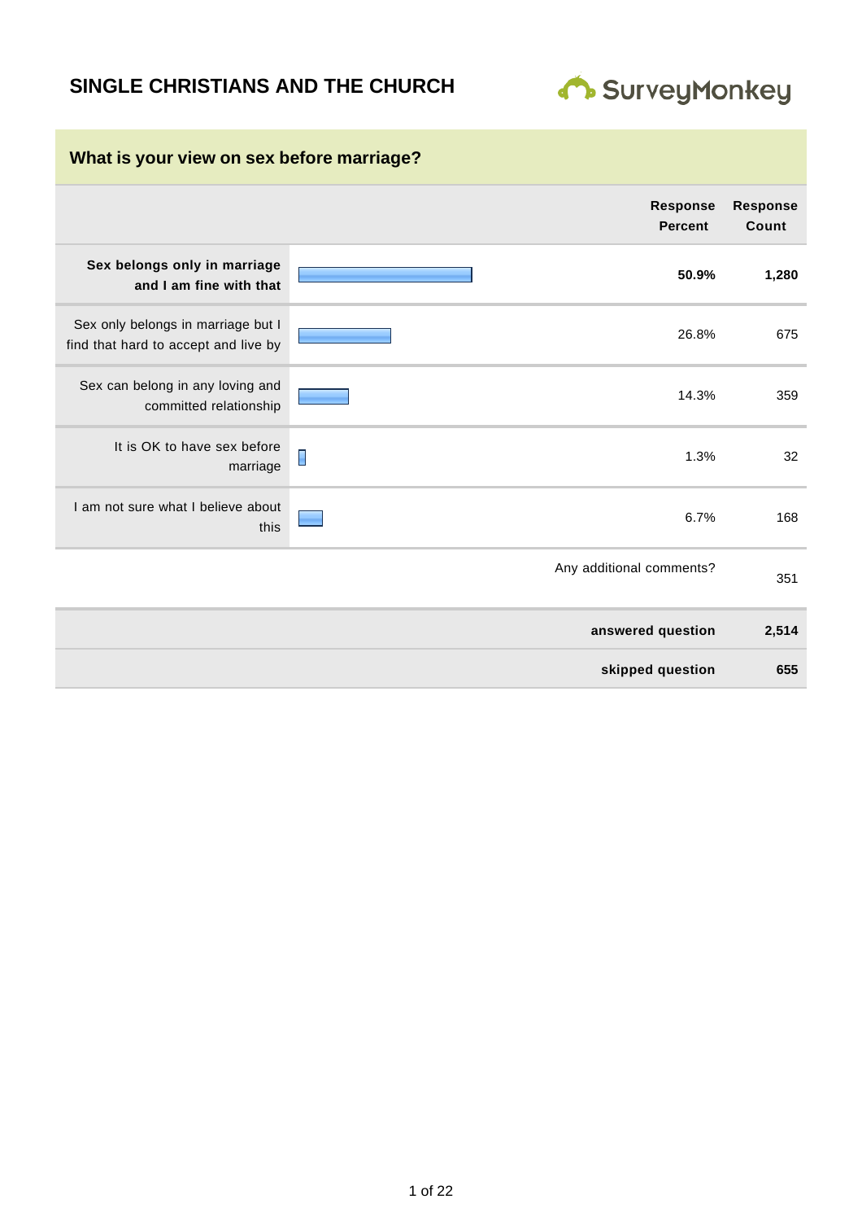# SINGLE CHRISTIANS AND THE CHURCH

SurveyMonkey

## What is your view on sex before marriage?

| | Response Percent | Response Count |
|---|---|---|
| **Sex belongs only in marriage and I am fine with that** | **50.9%** | **1,280** |
| Sex only belongs in marriage but I find that hard to accept and live by | 26.8% | 675 |
| Sex can belong in any loving and committed relationship | 14.3% | 359 |
| It is OK to have sex before marriage | 1.3% | 32 |
| I am not sure what I believe about this | 6.7% | 168 |
| | Any additional comments? | 351 |
| | **answered question** | **2,514** |
| | **skipped question** | **655** |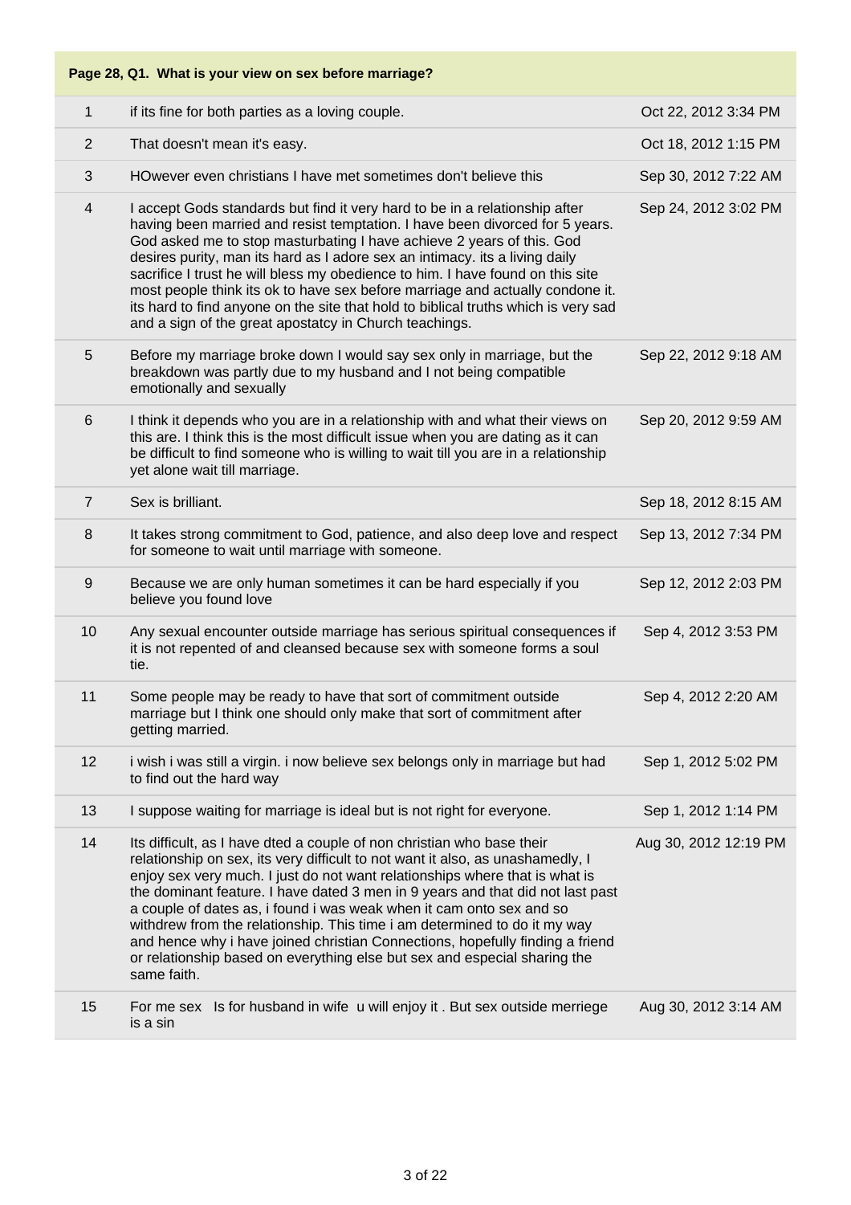| Page 28, Q1. What is your view on sex before marriage? | | |
|---|---|---|
| 1 | if its fine for both parties as a loving couple. | Oct 22, 2012 3:34 PM |
| 2 | That doesn't mean it's easy. | Oct 18, 2012 1:15 PM |
| 3 | HOwever even christians I have met sometimes don't believe this | Sep 30, 2012 7:22 AM |
| 4 | I accept Gods standards but find it very hard to be in a relationship after having been married and resist temptation. I have been divorced for 5 years. God asked me to stop masturbating I have achieve 2 years of this. God desires purity, man its hard as I adore sex an intimacy. its a living daily sacrifice I trust he will bless my obedience to him. I have found on this site most people think its ok to have sex before marriage and actually condone it. its hard to find anyone on the site that hold to biblical truths which is very sad and a sign of the great apostatcy in Church teachings. | Sep 24, 2012 3:02 PM |
| 5 | Before my marriage broke down I would say sex only in marriage, but the breakdown was partly due to my husband and I not being compatible emotionally and sexually | Sep 22, 2012 9:18 AM |
| 6 | I think it depends who you are in a relationship with and what their views on this are. I think this is the most difficult issue when you are dating as it can be difficult to find someone who is willing to wait till you are in a relationship yet alone wait till marriage. | Sep 20, 2012 9:59 AM |
| 7 | Sex is brilliant. | Sep 18, 2012 8:15 AM |
| 8 | It takes strong commitment to God, patience, and also deep love and respect for someone to wait until marriage with someone. | Sep 13, 2012 7:34 PM |
| 9 | Because we are only human sometimes it can be hard especially if you believe you found love | Sep 12, 2012 2:03 PM |
| 10 | Any sexual encounter outside marriage has serious spiritual consequences if it is not repented of and cleansed because sex with someone forms a soul tie. | Sep 4, 2012 3:53 PM |
| 11 | Some people may be ready to have that sort of commitment outside marriage but I think one should only make that sort of commitment after getting married. | Sep 4, 2012 2:20 AM |
| 12 | i wish i was still a virgin. i now believe sex belongs only in marriage but had to find out the hard way | Sep 1, 2012 5:02 PM |
| 13 | I suppose waiting for marriage is ideal but is not right for everyone. | Sep 1, 2012 1:14 PM |
| 14 | Its difficult, as I have dted a couple of non christian who base their relationship on sex, its very difficult to not want it also, as unashamedly, I enjoy sex very much. I just do not want relationships where that is what is the dominant feature. I have dated 3 men in 9 years and that did not last past a couple of dates as, i found i was weak when it cam onto sex and so withdrew from the relationship. This time i am determined to do it my way and hence why i have joined christian Connections, hopefully finding a friend or relationship based on everything else but sex and especial sharing the same faith. | Aug 30, 2012 12:19 PM |
| 15 | For me sex Is for husband in wife u will enjoy it . But sex outside merriege is a sin | Aug 30, 2012 3:14 AM |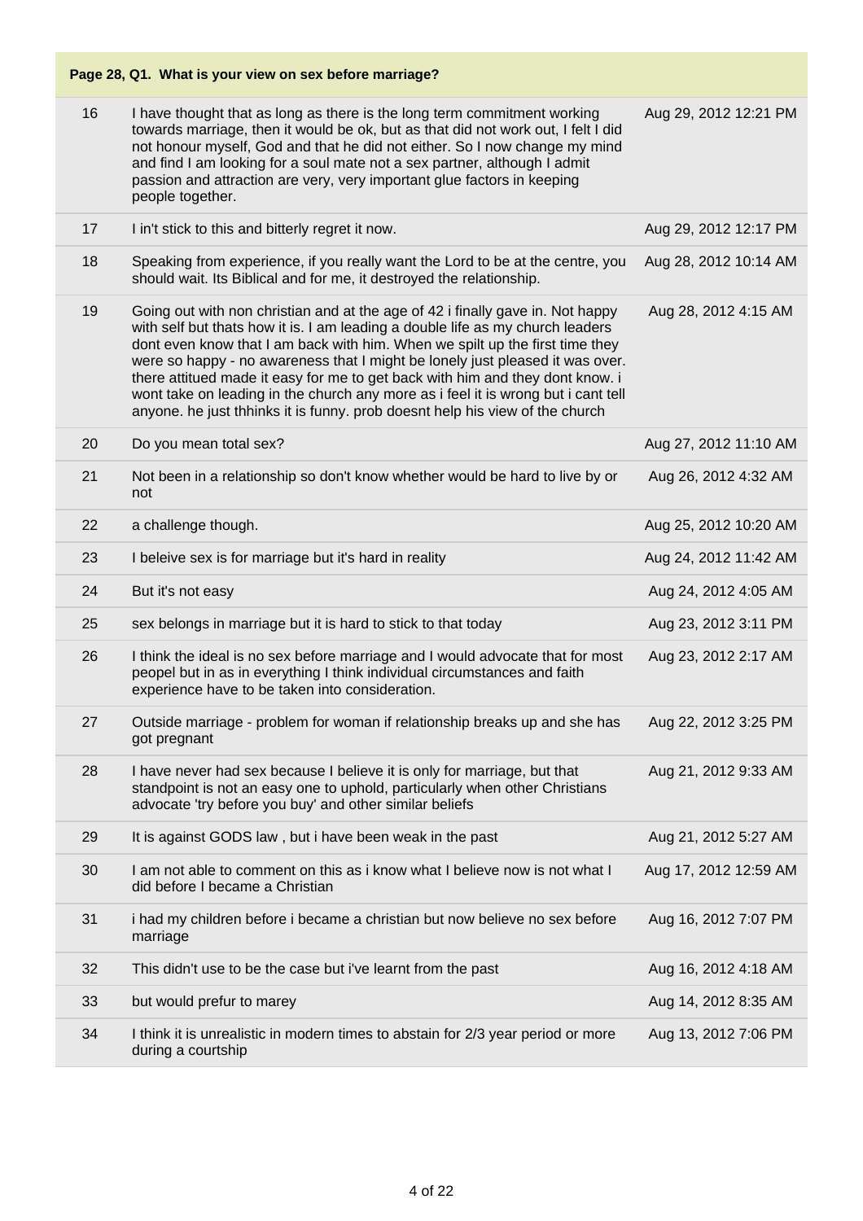**Page 28, Q1. What is your view on sex before marriage?**

| | | |
|---|---|---|
| 16 | I have thought that as long as there is the long term commitment working towards marriage, then it would be ok, but as that did not work out, I felt I did not honour myself, God and that he did not either. So I now change my mind and find I am looking for a soul mate not a sex partner, although I admit passion and attraction are very, very important glue factors in keeping people together. | Aug 29, 2012 12:21 PM |
| 17 | I in't stick to this and bitterly regret it now. | Aug 29, 2012 12:17 PM |
| 18 | Speaking from experience, if you really want the Lord to be at the centre, you should wait. Its Biblical and for me, it destroyed the relationship. | Aug 28, 2012 10:14 AM |
| 19 | Going out with non christian and at the age of 42 i finally gave in. Not happy with self but thats how it is. I am leading a double life as my church leaders dont even know that I am back with him. When we spilt up the first time they were so happy - no awareness that I might be lonely just pleased it was over. there attitued made it easy for me to get back with him and they dont know. i wont take on leading in the church any more as i feel it is wrong but i cant tell anyone. he just thhinks it is funny. prob doesnt help his view of the church | Aug 28, 2012 4:15 AM |
| 20 | Do you mean total sex? | Aug 27, 2012 11:10 AM |
| 21 | Not been in a relationship so don't know whether would be hard to live by or not | Aug 26, 2012 4:32 AM |
| 22 | a challenge though. | Aug 25, 2012 10:20 AM |
| 23 | I beleive sex is for marriage but it's hard in reality | Aug 24, 2012 11:42 AM |
| 24 | But it's not easy | Aug 24, 2012 4:05 AM |
| 25 | sex belongs in marriage but it is hard to stick to that today | Aug 23, 2012 3:11 PM |
| 26 | I think the ideal is no sex before marriage and I would advocate that for most peopel but in as in everything I think individual circumstances and faith experience have to be taken into consideration. | Aug 23, 2012 2:17 AM |
| 27 | Outside marriage - problem for woman if relationship breaks up and she has got pregnant | Aug 22, 2012 3:25 PM |
| 28 | I have never had sex because I believe it is only for marriage, but that standpoint is not an easy one to uphold, particularly when other Christians advocate 'try before you buy' and other similar beliefs | Aug 21, 2012 9:33 AM |
| 29 | It is against GODS law , but i have been weak in the past | Aug 21, 2012 5:27 AM |
| 30 | I am not able to comment on this as i know what I believe now is not what I did before I became a Christian | Aug 17, 2012 12:59 AM |
| 31 | i had my children before i became a christian but now believe no sex before marriage | Aug 16, 2012 7:07 PM |
| 32 | This didn't use to be the case but i've learnt from the past | Aug 16, 2012 4:18 AM |
| 33 | but would prefur to marey | Aug 14, 2012 8:35 AM |
| 34 | I think it is unrealistic in modern times to abstain for 2/3 year period or more during a courtship | Aug 13, 2012 7:06 PM |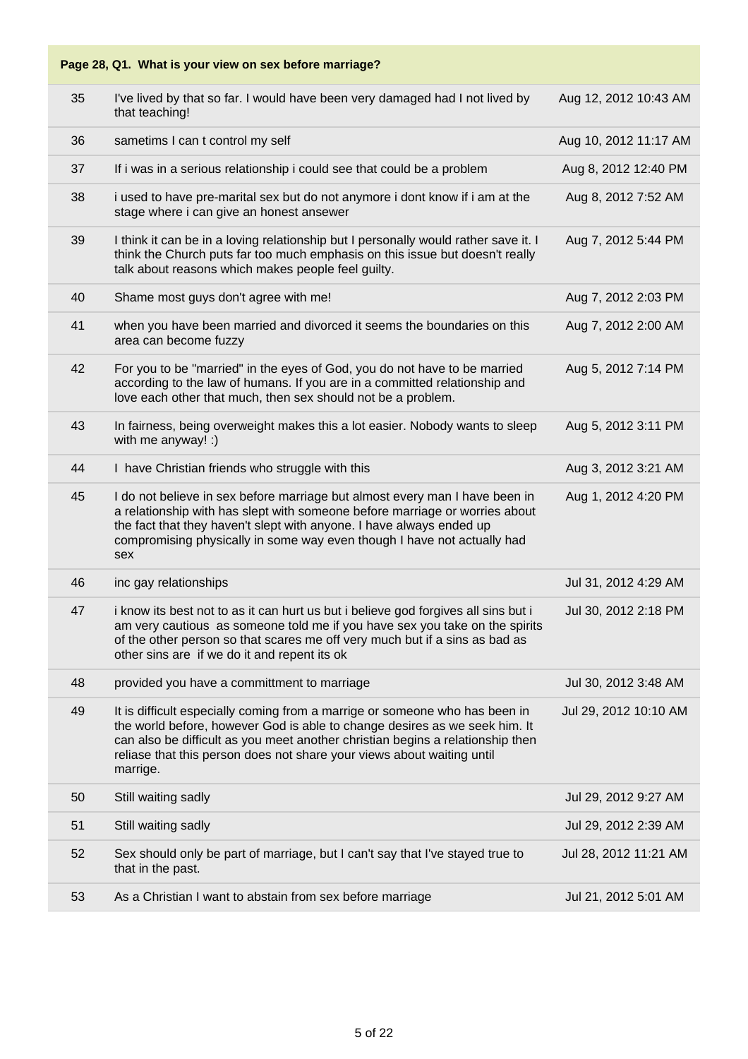**Page 28, Q1. What is your view on sex before marriage?**

| | | |
|---|---|---|
| 35 | I've lived by that so far. I would have been very damaged had I not lived by that teaching! | Aug 12, 2012 10:43 AM |
| 36 | sametims I can t control my self | Aug 10, 2012 11:17 AM |
| 37 | If i was in a serious relationship i could see that could be a problem | Aug 8, 2012 12:40 PM |
| 38 | i used to have pre-marital sex but do not anymore i dont know if i am at the stage where i can give an honest ansewer | Aug 8, 2012 7:52 AM |
| 39 | I think it can be in a loving relationship but I personally would rather save it. I think the Church puts far too much emphasis on this issue but doesn't really talk about reasons which makes people feel guilty. | Aug 7, 2012 5:44 PM |
| 40 | Shame most guys don't agree with me! | Aug 7, 2012 2:03 PM |
| 41 | when you have been married and divorced it seems the boundaries on this area can become fuzzy | Aug 7, 2012 2:00 AM |
| 42 | For you to be "married" in the eyes of God, you do not have to be married according to the law of humans. If you are in a committed relationship and love each other that much, then sex should not be a problem. | Aug 5, 2012 7:14 PM |
| 43 | In fairness, being overweight makes this a lot easier. Nobody wants to sleep with me anyway! :) | Aug 5, 2012 3:11 PM |
| 44 | I have Christian friends who struggle with this | Aug 3, 2012 3:21 AM |
| 45 | I do not believe in sex before marriage but almost every man I have been in a relationship with has slept with someone before marriage or worries about the fact that they haven't slept with anyone. I have always ended up compromising physically in some way even though I have not actually had sex | Aug 1, 2012 4:20 PM |
| 46 | inc gay relationships | Jul 31, 2012 4:29 AM |
| 47 | i know its best not to as it can hurt us but i believe god forgives all sins but i am very cautious as someone told me if you have sex you take on the spirits of the other person so that scares me off very much but if a sins as bad as other sins are if we do it and repent its ok | Jul 30, 2012 2:18 PM |
| 48 | provided you have a committment to marriage | Jul 30, 2012 3:48 AM |
| 49 | It is difficult especially coming from a marrige or someone who has been in the world before, however God is able to change desires as we seek him. It can also be difficult as you meet another christian begins a relationship then reliase that this person does not share your views about waiting until marrige. | Jul 29, 2012 10:10 AM |
| 50 | Still waiting sadly | Jul 29, 2012 9:27 AM |
| 51 | Still waiting sadly | Jul 29, 2012 2:39 AM |
| 52 | Sex should only be part of marriage, but I can't say that I've stayed true to that in the past. | Jul 28, 2012 11:21 AM |
| 53 | As a Christian I want to abstain from sex before marriage | Jul 21, 2012 5:01 AM |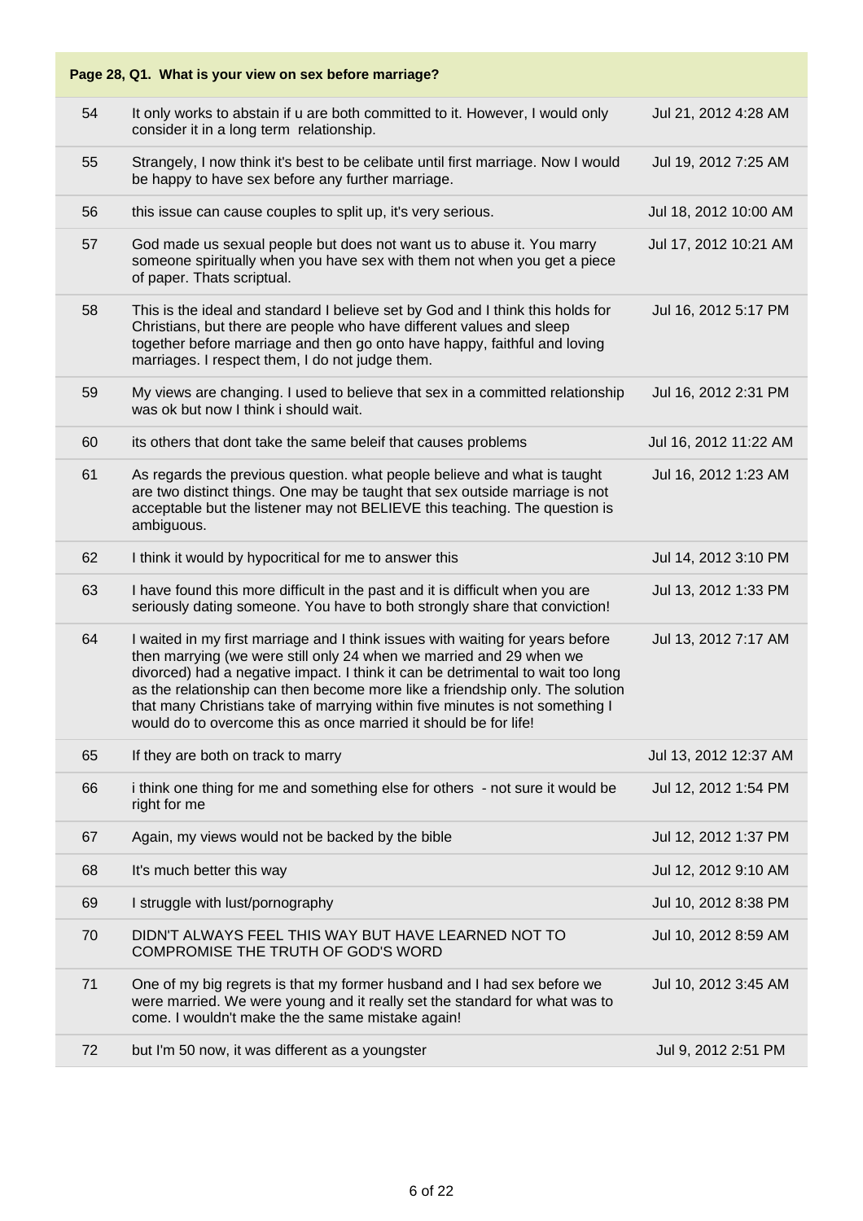**Page 28, Q1. What is your view on sex before marriage?**

| | | |
|---|---|---|
| 54 | It only works to abstain if u are both committed to it. However, I would only consider it in a long term relationship. | Jul 21, 2012 4:28 AM |
| 55 | Strangely, I now think it's best to be celibate until first marriage. Now I would be happy to have sex before any further marriage. | Jul 19, 2012 7:25 AM |
| 56 | this issue can cause couples to split up, it's very serious. | Jul 18, 2012 10:00 AM |
| 57 | God made us sexual people but does not want us to abuse it. You marry someone spiritually when you have sex with them not when you get a piece of paper. Thats scriptual. | Jul 17, 2012 10:21 AM |
| 58 | This is the ideal and standard I believe set by God and I think this holds for Christians, but there are people who have different values and sleep together before marriage and then go onto have happy, faithful and loving marriages. I respect them, I do not judge them. | Jul 16, 2012 5:17 PM |
| 59 | My views are changing. I used to believe that sex in a committed relationship was ok but now I think i should wait. | Jul 16, 2012 2:31 PM |
| 60 | its others that dont take the same beleif that causes problems | Jul 16, 2012 11:22 AM |
| 61 | As regards the previous question. what people believe and what is taught are two distinct things. One may be taught that sex outside marriage is not acceptable but the listener may not BELIEVE this teaching. The question is ambiguous. | Jul 16, 2012 1:23 AM |
| 62 | I think it would by hypocritical for me to answer this | Jul 14, 2012 3:10 PM |
| 63 | I have found this more difficult in the past and it is difficult when you are seriously dating someone. You have to both strongly share that conviction! | Jul 13, 2012 1:33 PM |
| 64 | I waited in my first marriage and I think issues with waiting for years before then marrying (we were still only 24 when we married and 29 when we divorced) had a negative impact. I think it can be detrimental to wait too long as the relationship can then become more like a friendship only. The solution that many Christians take of marrying within five minutes is not something I would do to overcome this as once married it should be for life! | Jul 13, 2012 7:17 AM |
| 65 | If they are both on track to marry | Jul 13, 2012 12:37 AM |
| 66 | i think one thing for me and something else for others - not sure it would be right for me | Jul 12, 2012 1:54 PM |
| 67 | Again, my views would not be backed by the bible | Jul 12, 2012 1:37 PM |
| 68 | It's much better this way | Jul 12, 2012 9:10 AM |
| 69 | I struggle with lust/pornography | Jul 10, 2012 8:38 PM |
| 70 | DIDN'T ALWAYS FEEL THIS WAY BUT HAVE LEARNED NOT TO COMPROMISE THE TRUTH OF GOD'S WORD | Jul 10, 2012 8:59 AM |
| 71 | One of my big regrets is that my former husband and I had sex before we were married. We were young and it really set the standard for what was to come. I wouldn't make the the same mistake again! | Jul 10, 2012 3:45 AM |
| 72 | but I'm 50 now, it was different as a youngster | Jul 9, 2012 2:51 PM |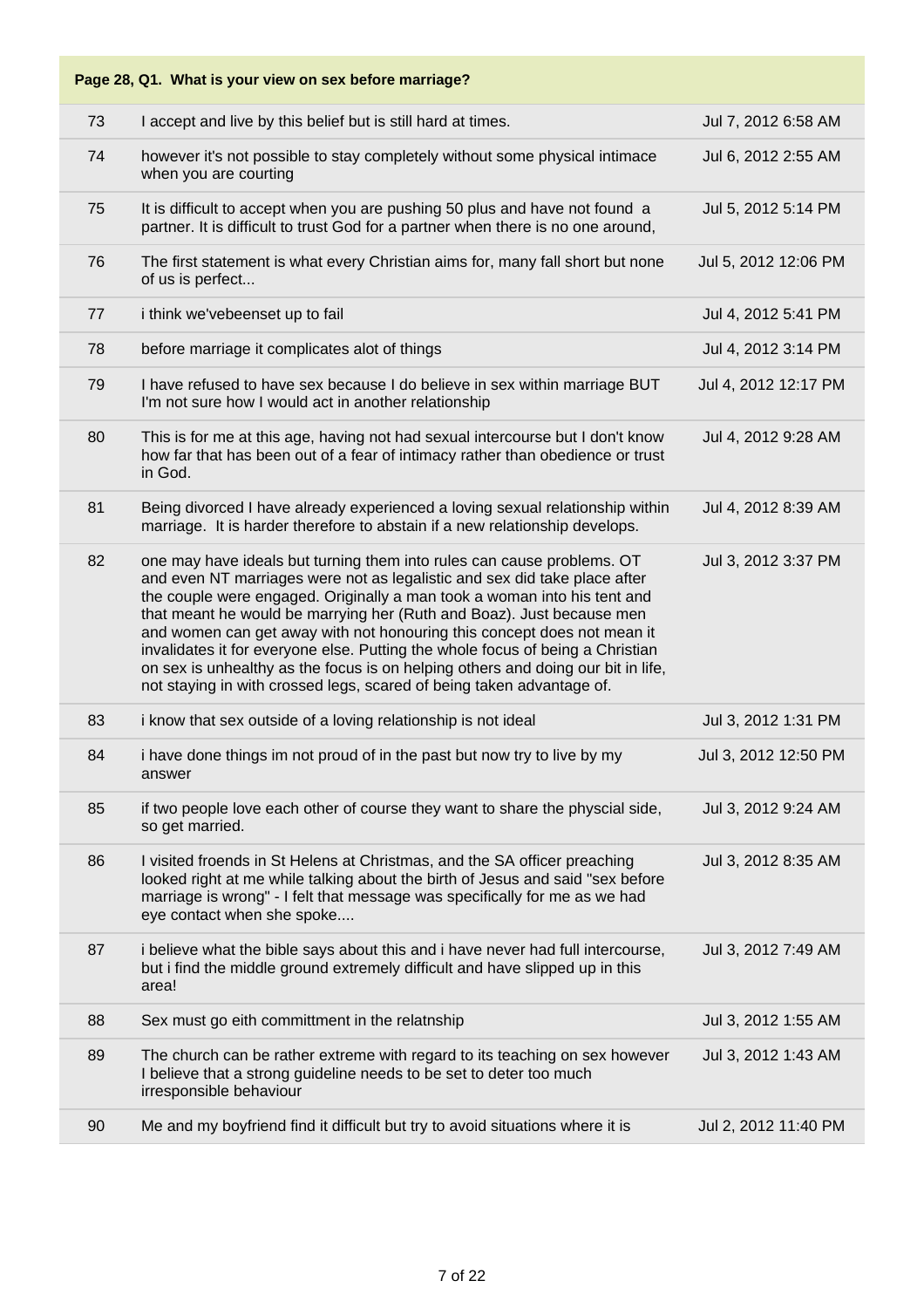| Page 28, Q1. What is your view on sex before marriage? | | |
|---|---|---|
| 73 | I accept and live by this belief but is still hard at times. | Jul 7, 2012 6:58 AM |
| 74 | however it's not possible to stay completely without some physical intimace when you are courting | Jul 6, 2012 2:55 AM |
| 75 | It is difficult to accept when you are pushing 50 plus and have not found a partner. It is difficult to trust God for a partner when there is no one around, | Jul 5, 2012 5:14 PM |
| 76 | The first statement is what every Christian aims for, many fall short but none of us is perfect... | Jul 5, 2012 12:06 PM |
| 77 | i think we'vebeenset up to fail | Jul 4, 2012 5:41 PM |
| 78 | before marriage it complicates alot of things | Jul 4, 2012 3:14 PM |
| 79 | I have refused to have sex because I do believe in sex within marriage BUT I'm not sure how I would act in another relationship | Jul 4, 2012 12:17 PM |
| 80 | This is for me at this age, having not had sexual intercourse but I don't know how far that has been out of a fear of intimacy rather than obedience or trust in God. | Jul 4, 2012 9:28 AM |
| 81 | Being divorced I have already experienced a loving sexual relationship within marriage. It is harder therefore to abstain if a new relationship develops. | Jul 4, 2012 8:39 AM |
| 82 | one may have ideals but turning them into rules can cause problems. OT and even NT marriages were not as legalistic and sex did take place after the couple were engaged. Originally a man took a woman into his tent and that meant he would be marrying her (Ruth and Boaz). Just because men and women can get away with not honouring this concept does not mean it invalidates it for everyone else. Putting the whole focus of being a Christian on sex is unhealthy as the focus is on helping others and doing our bit in life, not staying in with crossed legs, scared of being taken advantage of. | Jul 3, 2012 3:37 PM |
| 83 | i know that sex outside of a loving relationship is not ideal | Jul 3, 2012 1:31 PM |
| 84 | i have done things im not proud of in the past but now try to live by my answer | Jul 3, 2012 12:50 PM |
| 85 | if two people love each other of course they want to share the physcial side, so get married. | Jul 3, 2012 9:24 AM |
| 86 | I visited froends in St Helens at Christmas, and the SA officer preaching looked right at me while talking about the birth of Jesus and said "sex before marriage is wrong" - I felt that message was specifically for me as we had eye contact when she spoke.... | Jul 3, 2012 8:35 AM |
| 87 | i believe what the bible says about this and i have never had full intercourse, but i find the middle ground extremely difficult and have slipped up in this area! | Jul 3, 2012 7:49 AM |
| 88 | Sex must go eith committment in the relatnship | Jul 3, 2012 1:55 AM |
| 89 | The church can be rather extreme with regard to its teaching on sex however I believe that a strong guideline needs to be set to deter too much irresponsible behaviour | Jul 3, 2012 1:43 AM |
| 90 | Me and my boyfriend find it difficult but try to avoid situations where it is | Jul 2, 2012 11:40 PM |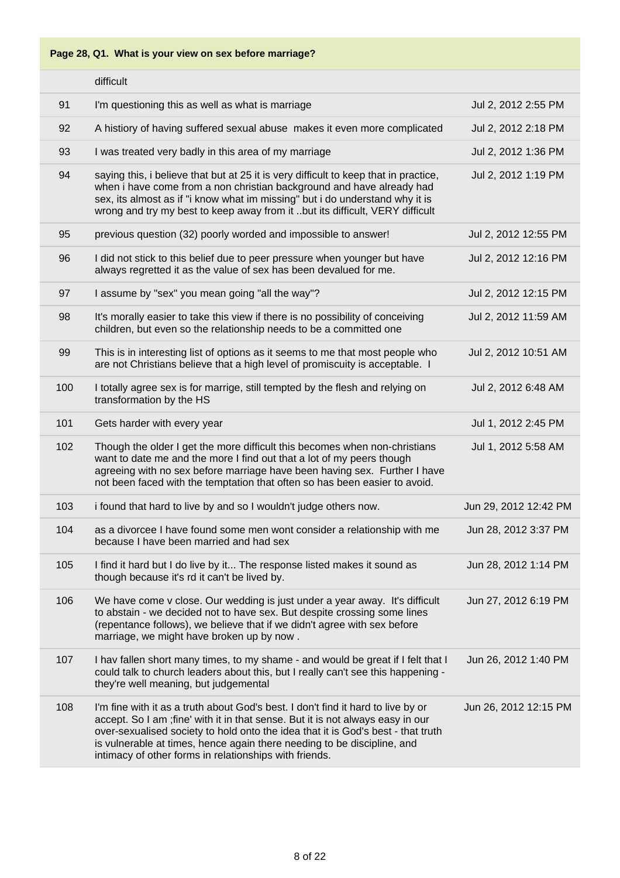**Page 28, Q1. What is your view on sex before marriage?**

| | | |
|---|---|---|
| | difficult | |
| 91 | I'm questioning this as well as what is marriage | Jul 2, 2012 2:55 PM |
| 92 | A histiory of having suffered sexual abuse makes it even more complicated | Jul 2, 2012 2:18 PM |
| 93 | I was treated very badly in this area of my marriage | Jul 2, 2012 1:36 PM |
| 94 | saying this, i believe that but at 25 it is very difficult to keep that in practice, when i have come from a non christian background and have already had sex, its almost as if "i know what im missing" but i do understand why it is wrong and try my best to keep away from it ..but its difficult, VERY difficult | Jul 2, 2012 1:19 PM |
| 95 | previous question (32) poorly worded and impossible to answer! | Jul 2, 2012 12:55 PM |
| 96 | I did not stick to this belief due to peer pressure when younger but have always regretted it as the value of sex has been devalued for me. | Jul 2, 2012 12:16 PM |
| 97 | I assume by "sex" you mean going "all the way"? | Jul 2, 2012 12:15 PM |
| 98 | It's morally easier to take this view if there is no possibility of conceiving children, but even so the relationship needs to be a committed one | Jul 2, 2012 11:59 AM |
| 99 | This is in interesting list of options as it seems to me that most people who are not Christians believe that a high level of promiscuity is acceptable. I | Jul 2, 2012 10:51 AM |
| 100 | I totally agree sex is for marriage, still tempted by the flesh and relying on transformation by the HS | Jul 2, 2012 6:48 AM |
| 101 | Gets harder with every year | Jul 1, 2012 2:45 PM |
| 102 | Though the older I get the more difficult this becomes when non-christians want to date me and the more I find out that a lot of my peers though agreeing with no sex before marriage have been having sex. Further I have not been faced with the temptation that often so has been easier to avoid. | Jul 1, 2012 5:58 AM |
| 103 | i found that hard to live by and so I wouldn't judge others now. | Jun 29, 2012 12:42 PM |
| 104 | as a divorcee I have found some men wont consider a relationship with me because I have been married and had sex | Jun 28, 2012 3:37 PM |
| 105 | I find it hard but I do live by it... The response listed makes it sound as though because it's rd it can't be lived by. | Jun 28, 2012 1:14 PM |
| 106 | We have come v close. Our wedding is just under a year away. It's difficult to abstain - we decided not to have sex. But despite crossing some lines (repentance follows), we believe that if we didn't agree with sex before marriage, we might have broken up by now . | Jun 27, 2012 6:19 PM |
| 107 | I hav fallen short many times, to my shame - and would be great if I felt that I could talk to church leaders about this, but I really can't see this happening - they're well meaning, but judgemental | Jun 26, 2012 1:40 PM |
| 108 | I'm fine with it as a truth about God's best. I don't find it hard to live by or accept. So I am ;fine' with it in that sense. But it is not always easy in our over-sexualised society to hold onto the idea that it is God's best - that truth is vulnerable at times, hence again there needing to be discipline, and intimacy of other forms in relationships with friends. | Jun 26, 2012 12:15 PM |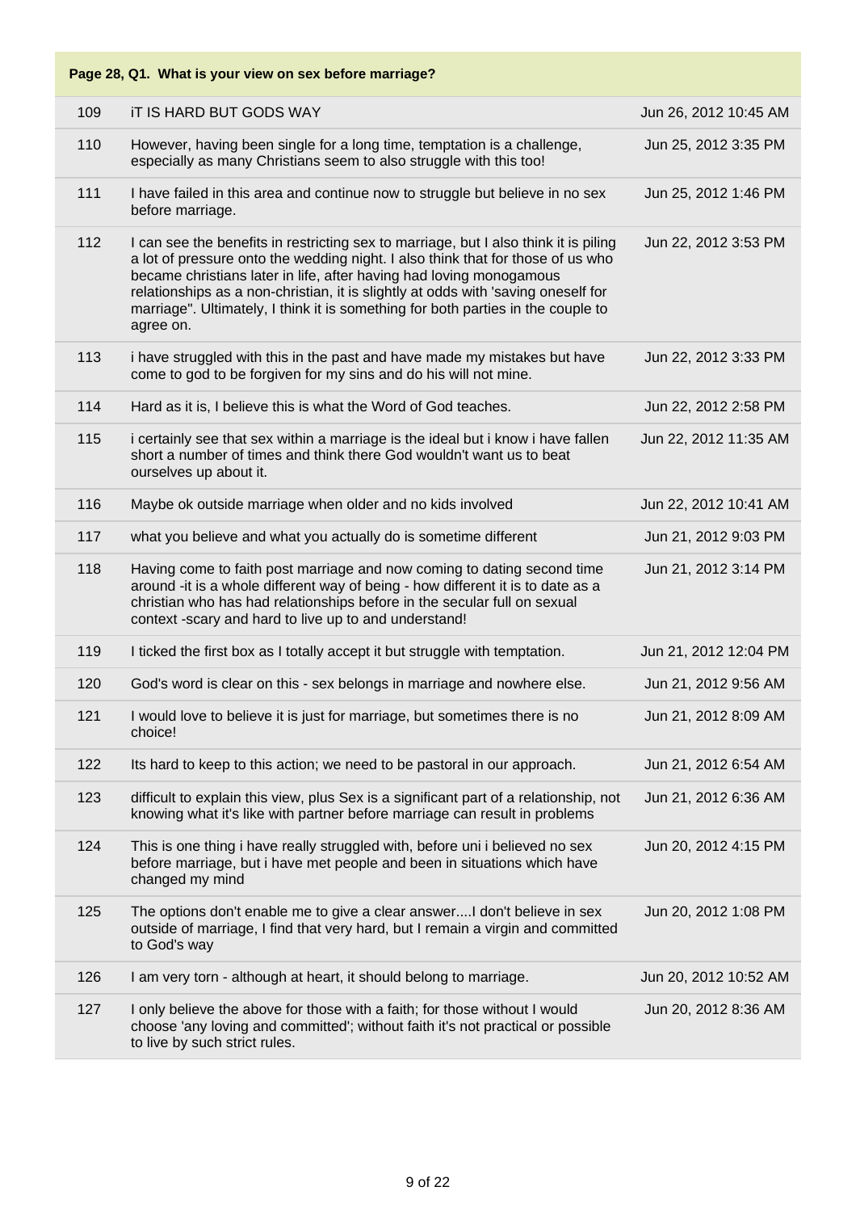**Page 28, Q1. What is your view on sex before marriage?**

| | | |
|---|---|---|
| 109 | iT IS HARD BUT GODS WAY | Jun 26, 2012 10:45 AM |
| 110 | However, having been single for a long time, temptation is a challenge, especially as many Christians seem to also struggle with this too! | Jun 25, 2012 3:35 PM |
| 111 | I have failed in this area and continue now to struggle but believe in no sex before marriage. | Jun 25, 2012 1:46 PM |
| 112 | I can see the benefits in restricting sex to marriage, but I also think it is piling a lot of pressure onto the wedding night. I also think that for those of us who became christians later in life, after having had loving monogamous relationships as a non-christian, it is slightly at odds with 'saving oneself for marriage". Ultimately, I think it is something for both parties in the couple to agree on. | Jun 22, 2012 3:53 PM |
| 113 | i have struggled with this in the past and have made my mistakes but have come to god to be forgiven for my sins and do his will not mine. | Jun 22, 2012 3:33 PM |
| 114 | Hard as it is, I believe this is what the Word of God teaches. | Jun 22, 2012 2:58 PM |
| 115 | i certainly see that sex within a marriage is the ideal but i know i have fallen short a number of times and think there God wouldn't want us to beat ourselves up about it. | Jun 22, 2012 11:35 AM |
| 116 | Maybe ok outside marriage when older and no kids involved | Jun 22, 2012 10:41 AM |
| 117 | what you believe and what you actually do is sometime different | Jun 21, 2012 9:03 PM |
| 118 | Having come to faith post marriage and now coming to dating second time around -it is a whole different way of being - how different it is to date as a christian who has had relationships before in the secular full on sexual context -scary and hard to live up to and understand! | Jun 21, 2012 3:14 PM |
| 119 | I ticked the first box as I totally accept it but struggle with temptation. | Jun 21, 2012 12:04 PM |
| 120 | God's word is clear on this - sex belongs in marriage and nowhere else. | Jun 21, 2012 9:56 AM |
| 121 | I would love to believe it is just for marriage, but sometimes there is no choice! | Jun 21, 2012 8:09 AM |
| 122 | Its hard to keep to this action; we need to be pastoral in our approach. | Jun 21, 2012 6:54 AM |
| 123 | difficult to explain this view, plus Sex is a significant part of a relationship, not knowing what it's like with partner before marriage can result in problems | Jun 21, 2012 6:36 AM |
| 124 | This is one thing i have really struggled with, before uni i believed no sex before marriage, but i have met people and been in situations which have changed my mind | Jun 20, 2012 4:15 PM |
| 125 | The options don't enable me to give a clear answer....I don't believe in sex outside of marriage, I find that very hard, but I remain a virgin and committed to God's way | Jun 20, 2012 1:08 PM |
| 126 | I am very torn - although at heart, it should belong to marriage. | Jun 20, 2012 10:52 AM |
| 127 | I only believe the above for those with a faith; for those without I would choose 'any loving and committed'; without faith it's not practical or possible to live by such strict rules. | Jun 20, 2012 8:36 AM |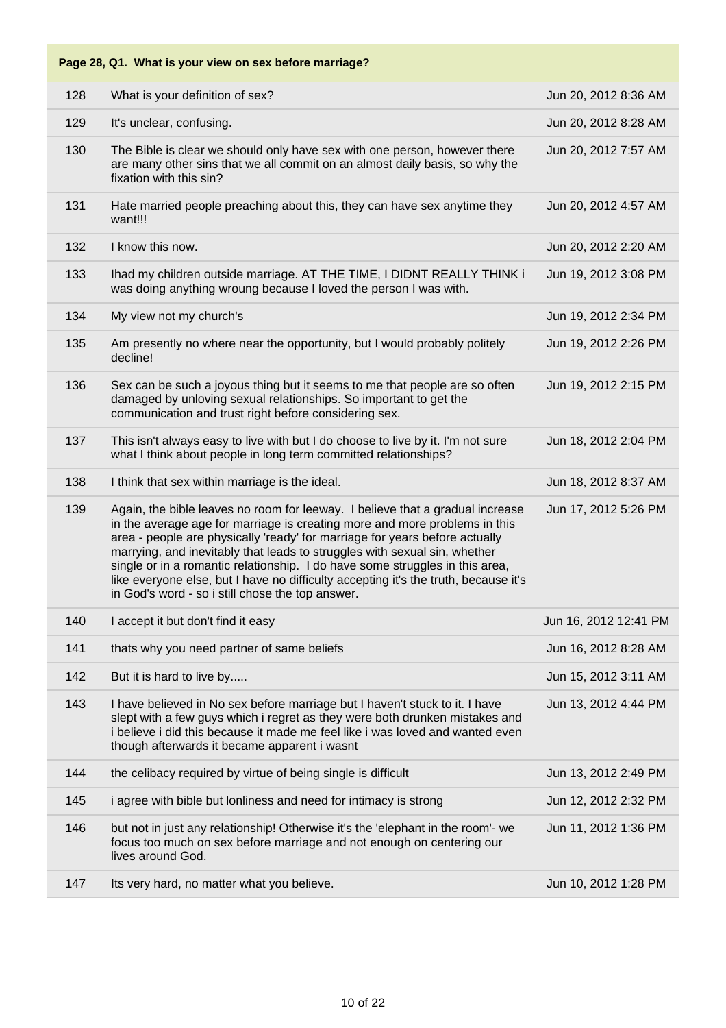## Page 28, Q1. What is your view on sex before marriage?

| # | Response | Date |
|---|---|---|
| 128 | What is your definition of sex? | Jun 20, 2012 8:36 AM |
| 129 | It's unclear, confusing. | Jun 20, 2012 8:28 AM |
| 130 | The Bible is clear we should only have sex with one person, however there are many other sins that we all commit on an almost daily basis, so why the fixation with this sin? | Jun 20, 2012 7:57 AM |
| 131 | Hate married people preaching about this, they can have sex anytime they want!!! | Jun 20, 2012 4:57 AM |
| 132 | I know this now. | Jun 20, 2012 2:20 AM |
| 133 | Ihad my children outside marriage. AT THE TIME, I DIDNT REALLY THINK i was doing anything wroung because I loved the person I was with. | Jun 19, 2012 3:08 PM |
| 134 | My view not my church's | Jun 19, 2012 2:34 PM |
| 135 | Am presently no where near the opportunity, but I would probably politely decline! | Jun 19, 2012 2:26 PM |
| 136 | Sex can be such a joyous thing but it seems to me that people are so often damaged by unloving sexual relationships. So important to get the communication and trust right before considering sex. | Jun 19, 2012 2:15 PM |
| 137 | This isn't always easy to live with but I do choose to live by it. I'm not sure what I think about people in long term committed relationships? | Jun 18, 2012 2:04 PM |
| 138 | I think that sex within marriage is the ideal. | Jun 18, 2012 8:37 AM |
| 139 | Again, the bible leaves no room for leeway. I believe that a gradual increase in the average age for marriage is creating more and more problems in this area - people are physically 'ready' for marriage for years before actually marrying, and inevitably that leads to struggles with sexual sin, whether single or in a romantic relationship. I do have some struggles in this area, like everyone else, but I have no difficulty accepting it's the truth, because it's in God's word - so i still chose the top answer. | Jun 17, 2012 5:26 PM |
| 140 | I accept it but don't find it easy | Jun 16, 2012 12:41 PM |
| 141 | thats why you need partner of same beliefs | Jun 16, 2012 8:28 AM |
| 142 | But it is hard to live by..... | Jun 15, 2012 3:11 AM |
| 143 | I have believed in No sex before marriage but I haven't stuck to it. I have slept with a few guys which i regret as they were both drunken mistakes and i believe i did this because it made me feel like i was loved and wanted even though afterwards it became apparent i wasnt | Jun 13, 2012 4:44 PM |
| 144 | the celibacy required by virtue of being single is difficult | Jun 13, 2012 2:49 PM |
| 145 | i agree with bible but lonliness and need for intimacy is strong | Jun 12, 2012 2:32 PM |
| 146 | but not in just any relationship! Otherwise it's the 'elephant in the room'- we focus too much on sex before marriage and not enough on centering our lives around God. | Jun 11, 2012 1:36 PM |
| 147 | Its very hard, no matter what you believe. | Jun 10, 2012 1:28 PM |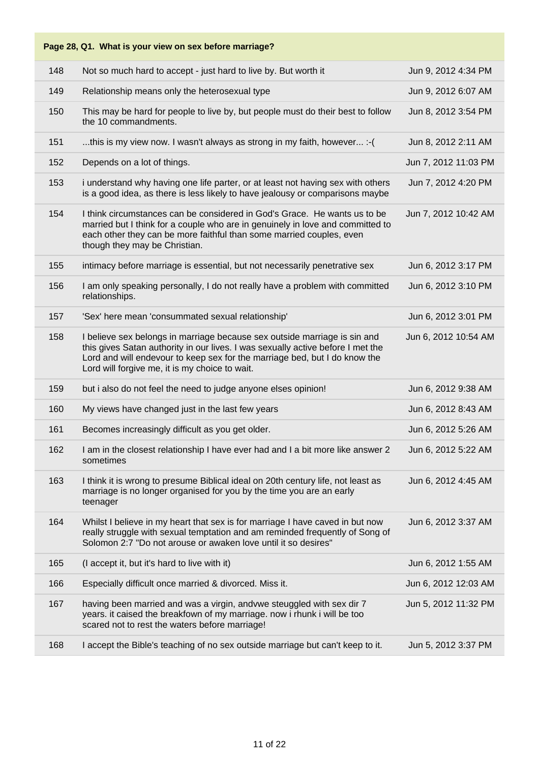**Page 28, Q1. What is your view on sex before marriage?**

| | | |
|---|---|---|
| 148 | Not so much hard to accept - just hard to live by. But worth it | Jun 9, 2012 4:34 PM |
| 149 | Relationship means only the heterosexual type | Jun 9, 2012 6:07 AM |
| 150 | This may be hard for people to live by, but people must do their best to follow the 10 commandments. | Jun 8, 2012 3:54 PM |
| 151 | ...this is my view now. I wasn't always as strong in my faith, however... :-( | Jun 8, 2012 2:11 AM |
| 152 | Depends on a lot of things. | Jun 7, 2012 11:03 PM |
| 153 | i understand why having one life parter, or at least not having sex with others is a good idea, as there is less likely to have jealousy or comparisons maybe | Jun 7, 2012 4:20 PM |
| 154 | I think circumstances can be considered in God's Grace. He wants us to be married but I think for a couple who are in genuinely in love and committed to each other they can be more faithful than some married couples, even though they may be Christian. | Jun 7, 2012 10:42 AM |
| 155 | intimacy before marriage is essential, but not necessarily penetrative sex | Jun 6, 2012 3:17 PM |
| 156 | I am only speaking personally, I do not really have a problem with committed relationships. | Jun 6, 2012 3:10 PM |
| 157 | 'Sex' here mean 'consummated sexual relationship' | Jun 6, 2012 3:01 PM |
| 158 | I believe sex belongs in marriage because sex outside marriage is sin and this gives Satan authority in our lives. I was sexually active before I met the Lord and will endevour to keep sex for the marriage bed, but I do know the Lord will forgive me, it is my choice to wait. | Jun 6, 2012 10:54 AM |
| 159 | but i also do not feel the need to judge anyone elses opinion! | Jun 6, 2012 9:38 AM |
| 160 | My views have changed just in the last few years | Jun 6, 2012 8:43 AM |
| 161 | Becomes increasingly difficult as you get older. | Jun 6, 2012 5:26 AM |
| 162 | I am in the closest relationship I have ever had and I a bit more like answer 2 sometimes | Jun 6, 2012 5:22 AM |
| 163 | I think it is wrong to presume Biblical ideal on 20th century life, not least as marriage is no longer organised for you by the time you are an early teenager | Jun 6, 2012 4:45 AM |
| 164 | Whilst I believe in my heart that sex is for marriage I have caved in but now really struggle with sexual temptation and am reminded frequently of Song of Solomon 2:7 "Do not arouse or awaken love until it so desires" | Jun 6, 2012 3:37 AM |
| 165 | (I accept it, but it's hard to live with it) | Jun 6, 2012 1:55 AM |
| 166 | Especially difficult once married & divorced. Miss it. | Jun 6, 2012 12:03 AM |
| 167 | having been married and was a virgin, andvwe steuggled with sex dir 7 years. it caised the breakfown of my marriage. now i rhunk i will be too scared not to rest the waters before marriage! | Jun 5, 2012 11:32 PM |
| 168 | I accept the Bible's teaching of no sex outside marriage but can't keep to it. | Jun 5, 2012 3:37 PM |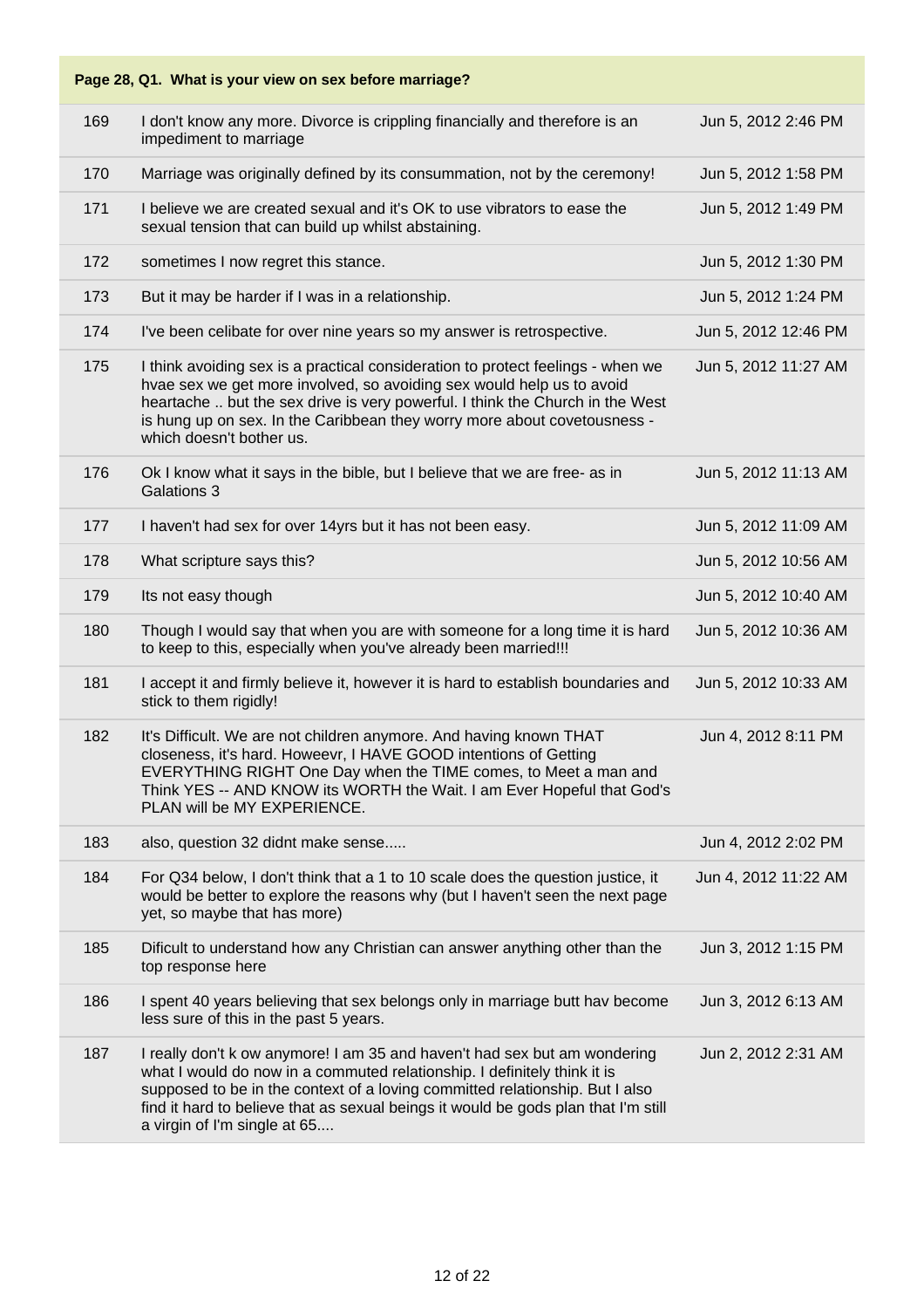**Page 28, Q1. What is your view on sex before marriage?**

| # | Response | Date |
|---|---|---|
| 169 | I don't know any more. Divorce is crippling financially and therefore is an impediment to marriage | Jun 5, 2012 2:46 PM |
| 170 | Marriage was originally defined by its consummation, not by the ceremony! | Jun 5, 2012 1:58 PM |
| 171 | I believe we are created sexual and it's OK to use vibrators to ease the sexual tension that can build up whilst abstaining. | Jun 5, 2012 1:49 PM |
| 172 | sometimes I now regret this stance. | Jun 5, 2012 1:30 PM |
| 173 | But it may be harder if I was in a relationship. | Jun 5, 2012 1:24 PM |
| 174 | I've been celibate for over nine years so my answer is retrospective. | Jun 5, 2012 12:46 PM |
| 175 | I think avoiding sex is a practical consideration to protect feelings - when we hvae sex we get more involved, so avoiding sex would help us to avoid heartache .. but the sex drive is very powerful. I think the Church in the West is hung up on sex. In the Caribbean they worry more about covetousness - which doesn't bother us. | Jun 5, 2012 11:27 AM |
| 176 | Ok I know what it says in the bible, but I believe that we are free- as in Galations 3 | Jun 5, 2012 11:13 AM |
| 177 | I haven't had sex for over 14yrs but it has not been easy. | Jun 5, 2012 11:09 AM |
| 178 | What scripture says this? | Jun 5, 2012 10:56 AM |
| 179 | Its not easy though | Jun 5, 2012 10:40 AM |
| 180 | Though I would say that when you are with someone for a long time it is hard to keep to this, especially when you've already been married!!! | Jun 5, 2012 10:36 AM |
| 181 | I accept it and firmly believe it, however it is hard to establish boundaries and stick to them rigidly! | Jun 5, 2012 10:33 AM |
| 182 | It's Difficult. We are not children anymore. And having known THAT closeness, it's hard. Howeevr, I HAVE GOOD intentions of Getting EVERYTHING RIGHT One Day when the TIME comes, to Meet a man and Think YES -- AND KNOW its WORTH the Wait. I am Ever Hopeful that God's PLAN will be MY EXPERIENCE. | Jun 4, 2012 8:11 PM |
| 183 | also, question 32 didnt make sense..... | Jun 4, 2012 2:02 PM |
| 184 | For Q34 below, I don't think that a 1 to 10 scale does the question justice, it would be better to explore the reasons why (but I haven't seen the next page yet, so maybe that has more) | Jun 4, 2012 11:22 AM |
| 185 | Dificult to understand how any Christian can answer anything other than the top response here | Jun 3, 2012 1:15 PM |
| 186 | I spent 40 years believing that sex belongs only in marriage butt hav become less sure of this in the past 5 years. | Jun 3, 2012 6:13 AM |
| 187 | I really don't k ow anymore! I am 35 and haven't had sex but am wondering what I would do now in a commuted relationship. I definitely think it is supposed to be in the context of a loving committed relationship. But I also find it hard to believe that as sexual beings it would be gods plan that I'm still a virgin of I'm single at 65.... | Jun 2, 2012 2:31 AM |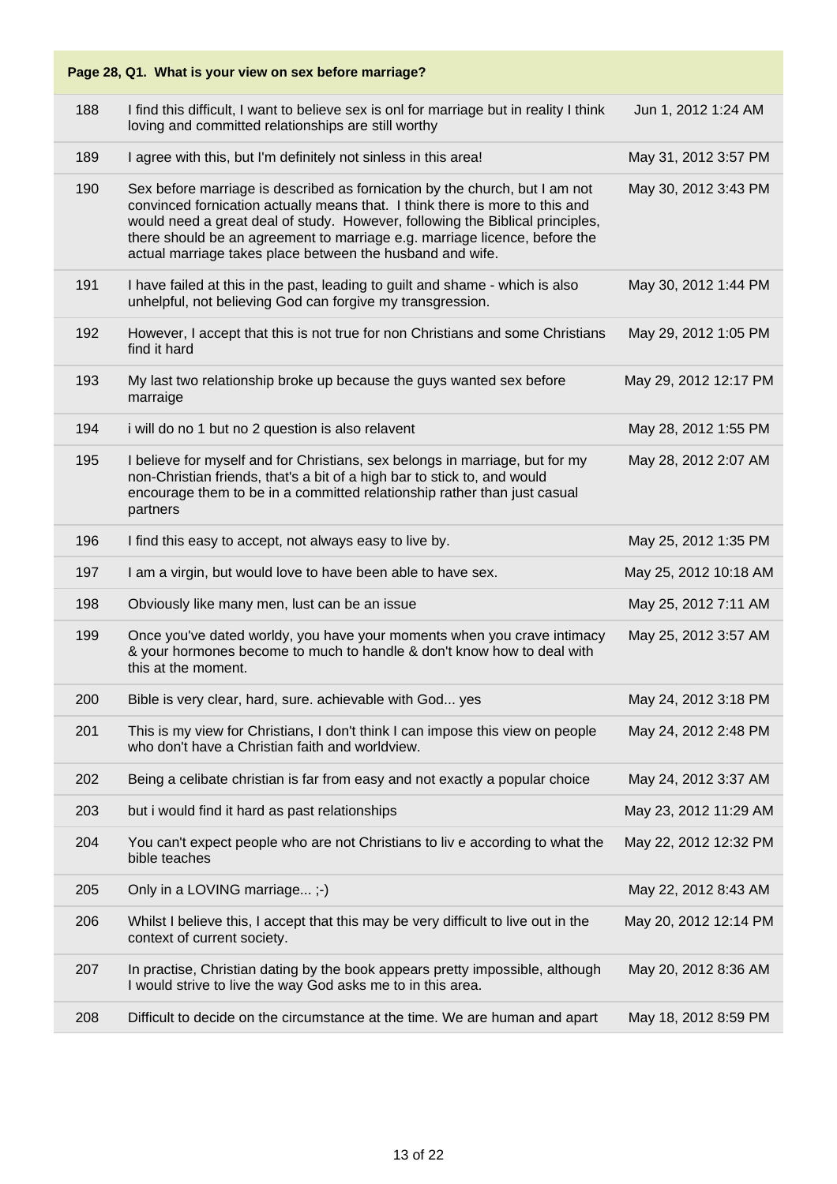**Page 28, Q1. What is your view on sex before marriage?**

| | | |
|---|---|---|
| 188 | I find this difficult, I want to believe sex is onl for marriage but in reality I think loving and committed relationships are still worthy | Jun 1, 2012 1:24 AM |
| 189 | I agree with this, but I'm definitely not sinless in this area! | May 31, 2012 3:57 PM |
| 190 | Sex before marriage is described as fornication by the church, but I am not convinced fornication actually means that. I think there is more to this and would need a great deal of study. However, following the Biblical principles, there should be an agreement to marriage e.g. marriage licence, before the actual marriage takes place between the husband and wife. | May 30, 2012 3:43 PM |
| 191 | I have failed at this in the past, leading to guilt and shame - which is also unhelpful, not believing God can forgive my transgression. | May 30, 2012 1:44 PM |
| 192 | However, I accept that this is not true for non Christians and some Christians find it hard | May 29, 2012 1:05 PM |
| 193 | My last two relationship broke up because the guys wanted sex before marraige | May 29, 2012 12:17 PM |
| 194 | i will do no 1 but no 2 question is also relavent | May 28, 2012 1:55 PM |
| 195 | I believe for myself and for Christians, sex belongs in marriage, but for my non-Christian friends, that's a bit of a high bar to stick to, and would encourage them to be in a committed relationship rather than just casual partners | May 28, 2012 2:07 AM |
| 196 | I find this easy to accept, not always easy to live by. | May 25, 2012 1:35 PM |
| 197 | I am a virgin, but would love to have been able to have sex. | May 25, 2012 10:18 AM |
| 198 | Obviously like many men, lust can be an issue | May 25, 2012 7:11 AM |
| 199 | Once you've dated worldy, you have your moments when you crave intimacy & your hormones become to much to handle & don't know how to deal with this at the moment. | May 25, 2012 3:57 AM |
| 200 | Bible is very clear, hard, sure. achievable with God... yes | May 24, 2012 3:18 PM |
| 201 | This is my view for Christians, I don't think I can impose this view on people who don't have a Christian faith and worldview. | May 24, 2012 2:48 PM |
| 202 | Being a celibate christian is far from easy and not exactly a popular choice | May 24, 2012 3:37 AM |
| 203 | but i would find it hard as past relationships | May 23, 2012 11:29 AM |
| 204 | You can't expect people who are not Christians to liv e according to what the bible teaches | May 22, 2012 12:32 PM |
| 205 | Only in a LOVING marriage... ;-) | May 22, 2012 8:43 AM |
| 206 | Whilst I believe this, I accept that this may be very difficult to live out in the context of current society. | May 20, 2012 12:14 PM |
| 207 | In practise, Christian dating by the book appears pretty impossible, although I would strive to live the way God asks me to in this area. | May 20, 2012 8:36 AM |
| 208 | Difficult to decide on the circumstance at the time. We are human and apart | May 18, 2012 8:59 PM |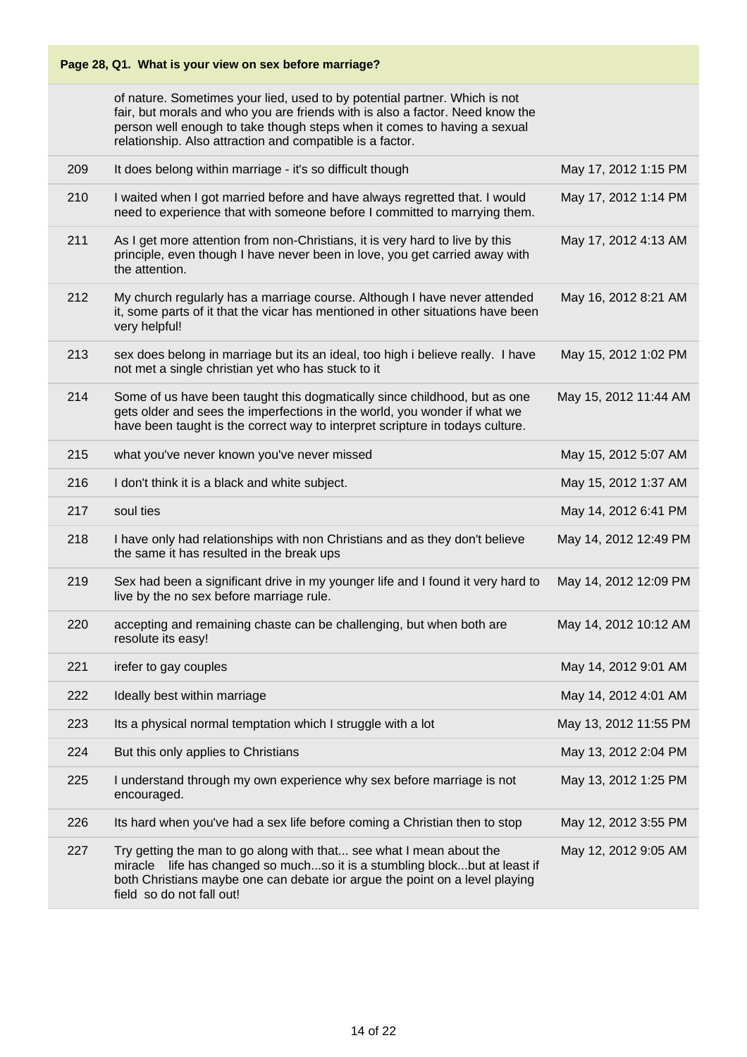**Page 28, Q1. What is your view on sex before marriage?**

| # | Response | Date |
|---|---|---|
| | of nature. Sometimes your lied, used to by potential partner. Which is not fair, but morals and who you are friends with is also a factor. Need know the person well enough to take though steps when it comes to having a sexual relationship. Also attraction and compatible is a factor. | |
| 209 | It does belong within marriage - it's so difficult though | May 17, 2012 1:15 PM |
| 210 | I waited when I got married before and have always regretted that. I would need to experience that with someone before I committed to marrying them. | May 17, 2012 1:14 PM |
| 211 | As I get more attention from non-Christians, it is very hard to live by this principle, even though I have never been in love, you get carried away with the attention. | May 17, 2012 4:13 AM |
| 212 | My church regularly has a marriage course. Although I have never attended it, some parts of it that the vicar has mentioned in other situations have been very helpful! | May 16, 2012 8:21 AM |
| 213 | sex does belong in marriage but its an ideal, too high i believe really. I have not met a single christian yet who has stuck to it | May 15, 2012 1:02 PM |
| 214 | Some of us have been taught this dogmatically since childhood, but as one gets older and sees the imperfections in the world, you wonder if what we have been taught is the correct way to interpret scripture in todays culture. | May 15, 2012 11:44 AM |
| 215 | what you've never known you've never missed | May 15, 2012 5:07 AM |
| 216 | I don't think it is a black and white subject. | May 15, 2012 1:37 AM |
| 217 | soul ties | May 14, 2012 6:41 PM |
| 218 | I have only had relationships with non Christians and as they don't believe the same it has resulted in the break ups | May 14, 2012 12:49 PM |
| 219 | Sex had been a significant drive in my younger life and I found it very hard to live by the no sex before marriage rule. | May 14, 2012 12:09 PM |
| 220 | accepting and remaining chaste can be challenging, but when both are resolute its easy! | May 14, 2012 10:12 AM |
| 221 | irefer to gay couples | May 14, 2012 9:01 AM |
| 222 | Ideally best within marriage | May 14, 2012 4:01 AM |
| 223 | Its a physical normal temptation which I struggle with a lot | May 13, 2012 11:55 PM |
| 224 | But this only applies to Christians | May 13, 2012 2:04 PM |
| 225 | I understand through my own experience why sex before marriage is not encouraged. | May 13, 2012 1:25 PM |
| 226 | Its hard when you've had a sex life before coming a Christian then to stop | May 12, 2012 3:55 PM |
| 227 | Try getting the man to go along with that... see what I mean about the miracle life has changed so much...so it is a stumbling block...but at least if both Christians maybe one can debate ior argue the point on a level playing field so do not fall out! | May 12, 2012 9:05 AM |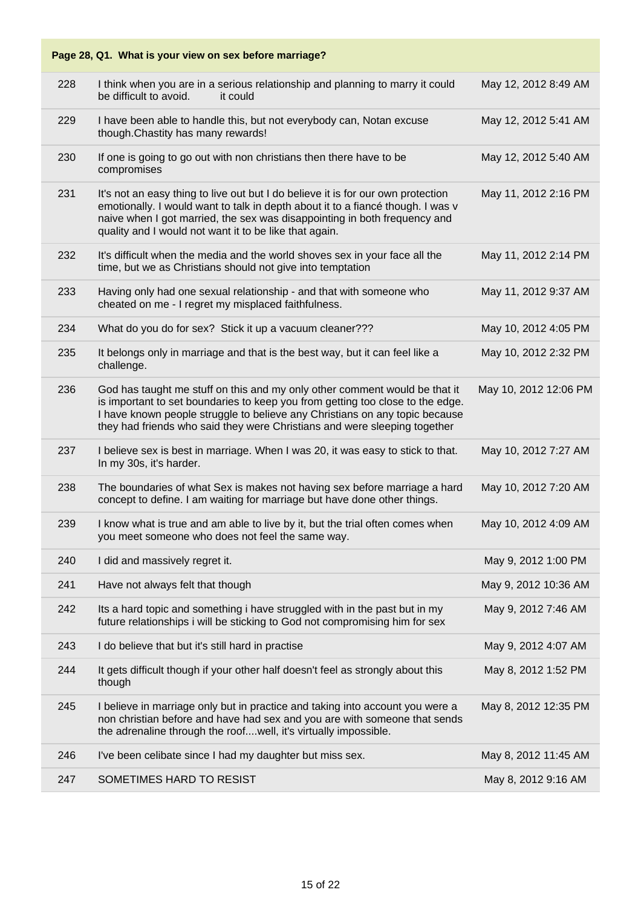**Page 28, Q1. What is your view on sex before marriage?**

| # | Response | Date |
|---|---|---|
| 228 | I think when you are in a serious relationship and planning to marry it could be difficult to avoid. it could | May 12, 2012 8:49 AM |
| 229 | I have been able to handle this, but not everybody can, Notan excuse though.Chastity has many rewards! | May 12, 2012 5:41 AM |
| 230 | If one is going to go out with non christians then there have to be compromises | May 12, 2012 5:40 AM |
| 231 | It's not an easy thing to live out but I do believe it is for our own protection emotionally. I would want to talk in depth about it to a fiancé though. I was v naive when I got married, the sex was disappointing in both frequency and quality and I would not want it to be like that again. | May 11, 2012 2:16 PM |
| 232 | It's difficult when the media and the world shoves sex in your face all the time, but we as Christians should not give into temptation | May 11, 2012 2:14 PM |
| 233 | Having only had one sexual relationship - and that with someone who cheated on me - I regret my misplaced faithfulness. | May 11, 2012 9:37 AM |
| 234 | What do you do for sex? Stick it up a vacuum cleaner??? | May 10, 2012 4:05 PM |
| 235 | It belongs only in marriage and that is the best way, but it can feel like a challenge. | May 10, 2012 2:32 PM |
| 236 | God has taught me stuff on this and my only other comment would be that it is important to set boundaries to keep you from getting too close to the edge. I have known people struggle to believe any Christians on any topic because they had friends who said they were Christians and were sleeping together | May 10, 2012 12:06 PM |
| 237 | I believe sex is best in marriage. When I was 20, it was easy to stick to that. In my 30s, it's harder. | May 10, 2012 7:27 AM |
| 238 | The boundaries of what Sex is makes not having sex before marriage a hard concept to define. I am waiting for marriage but have done other things. | May 10, 2012 7:20 AM |
| 239 | I know what is true and am able to live by it, but the trial often comes when you meet someone who does not feel the same way. | May 10, 2012 4:09 AM |
| 240 | I did and massively regret it. | May 9, 2012 1:00 PM |
| 241 | Have not always felt that though | May 9, 2012 10:36 AM |
| 242 | Its a hard topic and something i have struggled with in the past but in my future relationships i will be sticking to God not compromising him for sex | May 9, 2012 7:46 AM |
| 243 | I do believe that but it's still hard in practise | May 9, 2012 4:07 AM |
| 244 | It gets difficult though if your other half doesn't feel as strongly about this though | May 8, 2012 1:52 PM |
| 245 | I believe in marriage only but in practice and taking into account you were a non christian before and have had sex and you are with someone that sends the adrenaline through the roof....well, it's virtually impossible. | May 8, 2012 12:35 PM |
| 246 | I've been celibate since I had my daughter but miss sex. | May 8, 2012 11:45 AM |
| 247 | SOMETIMES HARD TO RESIST | May 8, 2012 9:16 AM |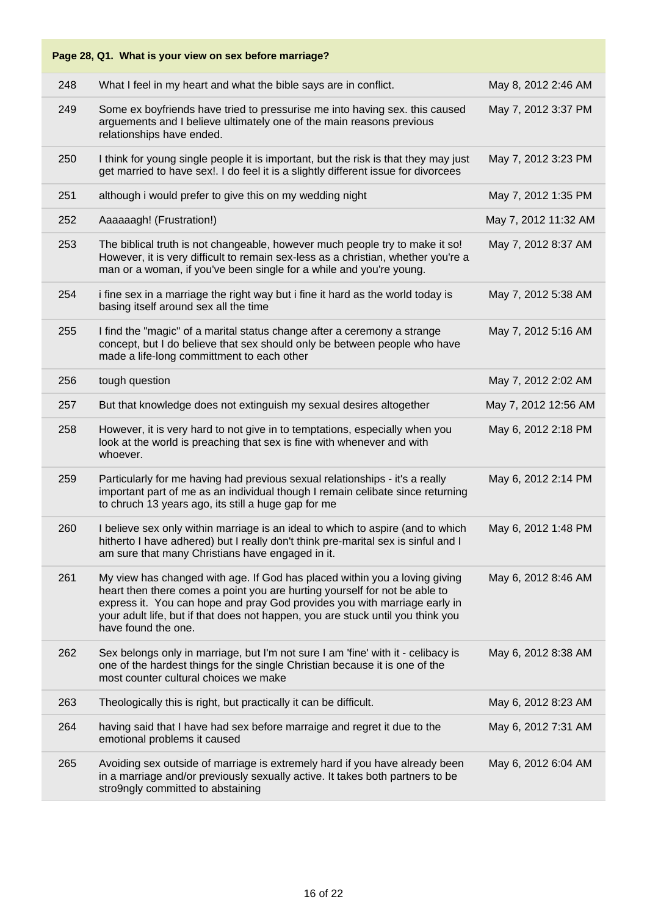## Page 28, Q1. What is your view on sex before marriage?

| | | |
|---|---|---|
| 248 | What I feel in my heart and what the bible says are in conflict. | May 8, 2012 2:46 AM |
| 249 | Some ex boyfriends have tried to pressurise me into having sex. this caused arguements and I believe ultimately one of the main reasons previous relationships have ended. | May 7, 2012 3:37 PM |
| 250 | I think for young single people it is important, but the risk is that they may just get married to have sex!. I do feel it is a slightly different issue for divorcees | May 7, 2012 3:23 PM |
| 251 | although i would prefer to give this on my wedding night | May 7, 2012 1:35 PM |
| 252 | Aaaaaagh! (Frustration!) | May 7, 2012 11:32 AM |
| 253 | The biblical truth is not changeable, however much people try to make it so! However, it is very difficult to remain sex-less as a christian, whether you're a man or a woman, if you've been single for a while and you're young. | May 7, 2012 8:37 AM |
| 254 | i fine sex in a marriage the right way but i fine it hard as the world today is basing itself around sex all the time | May 7, 2012 5:38 AM |
| 255 | I find the "magic" of a marital status change after a ceremony a strange concept, but I do believe that sex should only be between people who have made a life-long committment to each other | May 7, 2012 5:16 AM |
| 256 | tough question | May 7, 2012 2:02 AM |
| 257 | But that knowledge does not extinguish my sexual desires altogether | May 7, 2012 12:56 AM |
| 258 | However, it is very hard to not give in to temptations, especially when you look at the world is preaching that sex is fine with whenever and with whoever. | May 6, 2012 2:18 PM |
| 259 | Particularly for me having had previous sexual relationships - it's a really important part of me as an individual though I remain celibate since returning to chruch 13 years ago, its still a huge gap for me | May 6, 2012 2:14 PM |
| 260 | I believe sex only within marriage is an ideal to which to aspire (and to which hitherto I have adhered) but I really don't think pre-marital sex is sinful and I am sure that many Christians have engaged in it. | May 6, 2012 1:48 PM |
| 261 | My view has changed with age. If God has placed within you a loving giving heart then there comes a point you are hurting yourself for not be able to express it. You can hope and pray God provides you with marriage early in your adult life, but if that does not happen, you are stuck until you think you have found the one. | May 6, 2012 8:46 AM |
| 262 | Sex belongs only in marriage, but I'm not sure I am 'fine' with it - celibacy is one of the hardest things for the single Christian because it is one of the most counter cultural choices we make | May 6, 2012 8:38 AM |
| 263 | Theologically this is right, but practically it can be difficult. | May 6, 2012 8:23 AM |
| 264 | having said that I have had sex before marraige and regret it due to the emotional problems it caused | May 6, 2012 7:31 AM |
| 265 | Avoiding sex outside of marriage is extremely hard if you have already been in a marriage and/or previously sexually active. It takes both partners to be stro9ngly committed to abstaining | May 6, 2012 6:04 AM |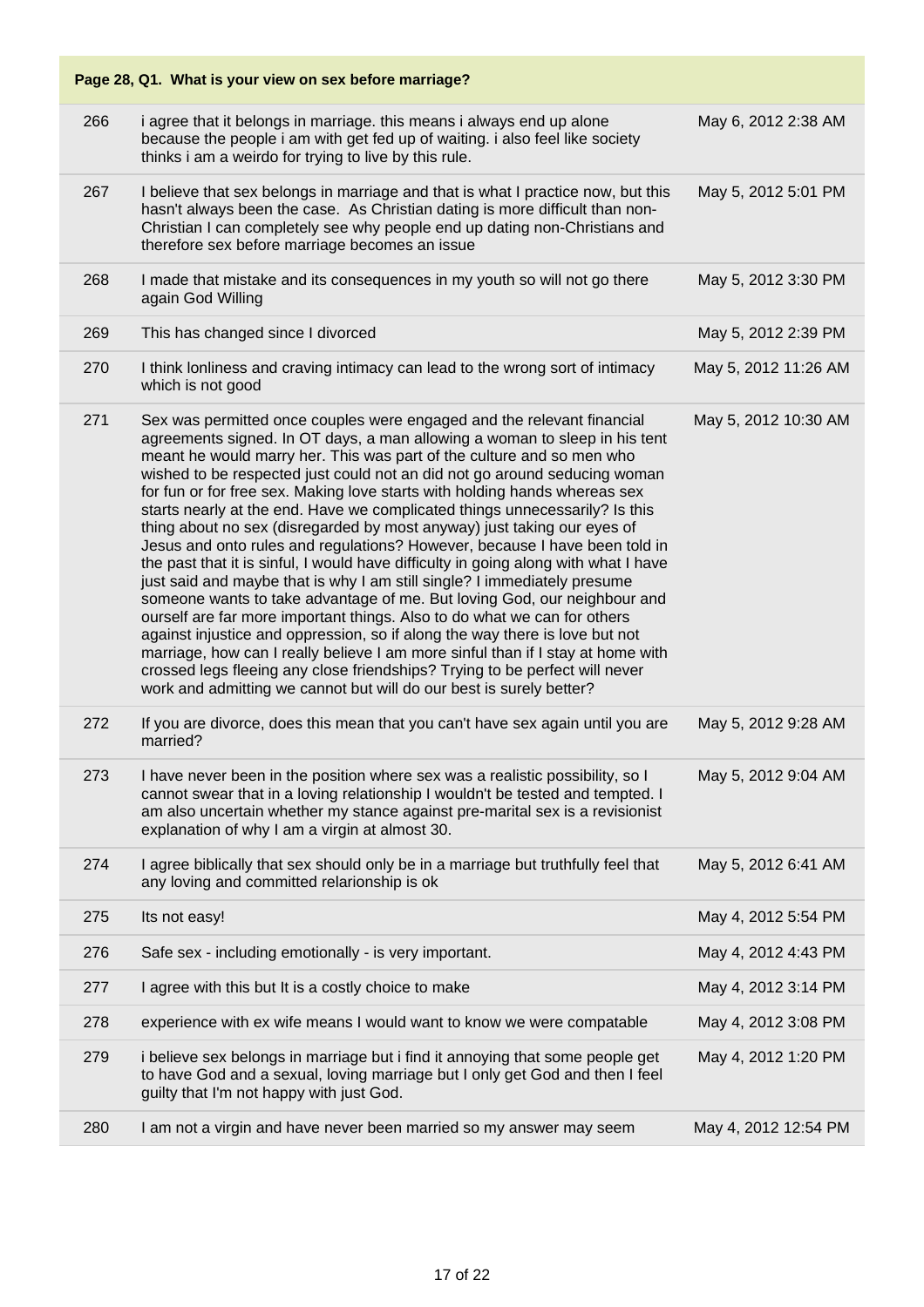**Page 28, Q1. What is your view on sex before marriage?**

| | | |
|---|---|---|
| 266 | i agree that it belongs in marriage. this means i always end up alone because the people i am with get fed up of waiting. i also feel like society thinks i am a weirdo for trying to live by this rule. | May 6, 2012 2:38 AM |
| 267 | I believe that sex belongs in marriage and that is what I practice now, but this hasn't always been the case. As Christian dating is more difficult than non-Christian I can completely see why people end up dating non-Christians and therefore sex before marriage becomes an issue | May 5, 2012 5:01 PM |
| 268 | I made that mistake and its consequences in my youth so will not go there again God Willing | May 5, 2012 3:30 PM |
| 269 | This has changed since I divorced | May 5, 2012 2:39 PM |
| 270 | I think lonliness and craving intimacy can lead to the wrong sort of intimacy which is not good | May 5, 2012 11:26 AM |
| 271 | Sex was permitted once couples were engaged and the relevant financial agreements signed. In OT days, a man allowing a woman to sleep in his tent meant he would marry her. This was part of the culture and so men who wished to be respected just could not an did not go around seducing woman for fun or for free sex. Making love starts with holding hands whereas sex starts nearly at the end. Have we complicated things unnecessarily? Is this thing about no sex (disregarded by most anyway) just taking our eyes of Jesus and onto rules and regulations? However, because I have been told in the past that it is sinful, I would have difficulty in going along with what I have just said and maybe that is why I am still single? I immediately presume someone wants to take advantage of me. But loving God, our neighbour and ourself are far more important things. Also to do what we can for others against injustice and oppression, so if along the way there is love but not marriage, how can I really believe I am more sinful than if I stay at home with crossed legs fleeing any close friendships? Trying to be perfect will never work and admitting we cannot but will do our best is surely better? | May 5, 2012 10:30 AM |
| 272 | If you are divorce, does this mean that you can't have sex again until you are married? | May 5, 2012 9:28 AM |
| 273 | I have never been in the position where sex was a realistic possibility, so I cannot swear that in a loving relationship I wouldn't be tested and tempted. I am also uncertain whether my stance against pre-marital sex is a revisionist explanation of why I am a virgin at almost 30. | May 5, 2012 9:04 AM |
| 274 | I agree biblically that sex should only be in a marriage but truthfully feel that any loving and committed relarionship is ok | May 5, 2012 6:41 AM |
| 275 | Its not easy! | May 4, 2012 5:54 PM |
| 276 | Safe sex - including emotionally - is very important. | May 4, 2012 4:43 PM |
| 277 | I agree with this but It is a costly choice to make | May 4, 2012 3:14 PM |
| 278 | experience with ex wife means I would want to know we were compatable | May 4, 2012 3:08 PM |
| 279 | i believe sex belongs in marriage but i find it annoying that some people get to have God and a sexual, loving marriage but I only get God and then I feel guilty that I'm not happy with just God. | May 4, 2012 1:20 PM |
| 280 | I am not a virgin and have never been married so my answer may seem | May 4, 2012 12:54 PM |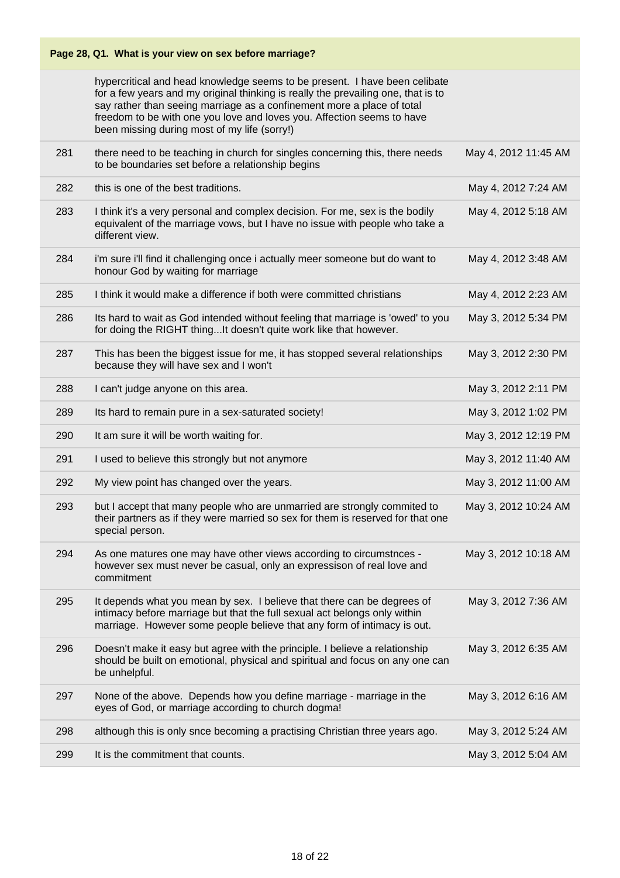**Page 28, Q1. What is your view on sex before marriage?**

| | | |
|---|---|---|
| | hypercritical and head knowledge seems to be present. I have been celibate for a few years and my original thinking is really the prevailing one, that is to say rather than seeing marriage as a confinement more a place of total freedom to be with one you love and loves you. Affection seems to have been missing during most of my life (sorry!) | |
| 281 | there need to be teaching in church for singles concerning this, there needs to be boundaries set before a relationship begins | May 4, 2012 11:45 AM |
| 282 | this is one of the best traditions. | May 4, 2012 7:24 AM |
| 283 | I think it's a very personal and complex decision. For me, sex is the bodily equivalent of the marriage vows, but I have no issue with people who take a different view. | May 4, 2012 5:18 AM |
| 284 | i'm sure i'll find it challenging once i actually meer someone but do want to honour God by waiting for marriage | May 4, 2012 3:48 AM |
| 285 | I think it would make a difference if both were committed christians | May 4, 2012 2:23 AM |
| 286 | Its hard to wait as God intended without feeling that marriage is 'owed' to you for doing the RIGHT thing...It doesn't quite work like that however. | May 3, 2012 5:34 PM |
| 287 | This has been the biggest issue for me, it has stopped several relationships because they will have sex and I won't | May 3, 2012 2:30 PM |
| 288 | I can't judge anyone on this area. | May 3, 2012 2:11 PM |
| 289 | Its hard to remain pure in a sex-saturated society! | May 3, 2012 1:02 PM |
| 290 | It am sure it will be worth waiting for. | May 3, 2012 12:19 PM |
| 291 | I used to believe this strongly but not anymore | May 3, 2012 11:40 AM |
| 292 | My view point has changed over the years. | May 3, 2012 11:00 AM |
| 293 | but I accept that many people who are unmarried are strongly commited to their partners as if they were married so sex for them is reserved for that one special person. | May 3, 2012 10:24 AM |
| 294 | As one matures one may have other views according to circumstnces - however sex must never be casual, only an expressison of real love and commitment | May 3, 2012 10:18 AM |
| 295 | It depends what you mean by sex. I believe that there can be degrees of intimacy before marriage but that the full sexual act belongs only within marriage. However some people believe that any form of intimacy is out. | May 3, 2012 7:36 AM |
| 296 | Doesn't make it easy but agree with the principle. I believe a relationship should be built on emotional, physical and spiritual and focus on any one can be unhelpful. | May 3, 2012 6:35 AM |
| 297 | None of the above. Depends how you define marriage - marriage in the eyes of God, or marriage according to church dogma! | May 3, 2012 6:16 AM |
| 298 | although this is only snce becoming a practising Christian three years ago. | May 3, 2012 5:24 AM |
| 299 | It is the commitment that counts. | May 3, 2012 5:04 AM |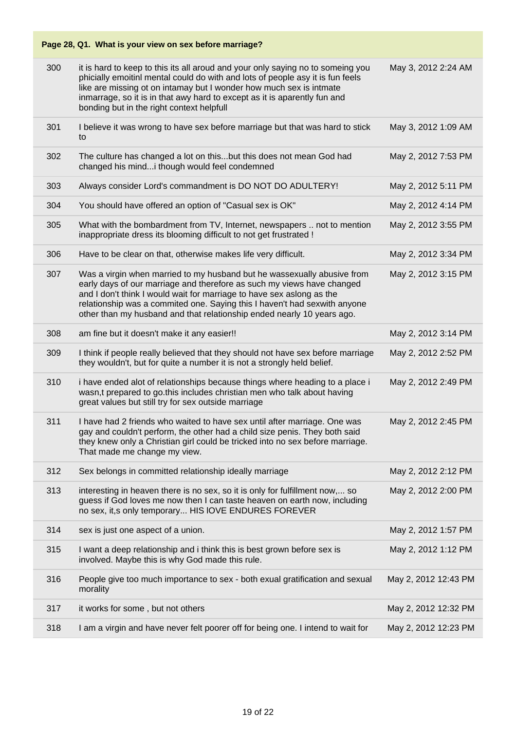**Page 28, Q1. What is your view on sex before marriage?**

| | | |
|---|---|---|
| 300 | it is hard to keep to this its all aroud and your only saying no to someing you phicially emoitinl mental could do with and lots of people asy it is fun feels like are missing ot on intamay but I wonder how much sex is intmate inmarrage, so it is in that awy hard to except as it is aparently fun and bonding but in the right context helpfull | May 3, 2012 2:24 AM |
| 301 | I believe it was wrong to have sex before marriage but that was hard to stick to | May 3, 2012 1:09 AM |
| 302 | The culture has changed a lot on this...but this does not mean God had changed his mind...i though would feel condemned | May 2, 2012 7:53 PM |
| 303 | Always consider Lord's commandment is DO NOT DO ADULTERY! | May 2, 2012 5:11 PM |
| 304 | You should have offered an option of "Casual sex is OK" | May 2, 2012 4:14 PM |
| 305 | What with the bombardment from TV, Internet, newspapers .. not to mention inappropriate dress its blooming difficult to not get frustrated ! | May 2, 2012 3:55 PM |
| 306 | Have to be clear on that, otherwise makes life very difficult. | May 2, 2012 3:34 PM |
| 307 | Was a virgin when married to my husband but he wassexually abusive from early days of our marriage and therefore as such my views have changed and I don't think I would wait for marriage to have sex aslong as the relationship was a commited one. Saying this I haven't had sexwith anyone other than my husband and that relationship ended nearly 10 years ago. | May 2, 2012 3:15 PM |
| 308 | am fine but it doesn't make it any easier!! | May 2, 2012 3:14 PM |
| 309 | I think if people really believed that they should not have sex before marriage they wouldn't, but for quite a number it is not a strongly held belief. | May 2, 2012 2:52 PM |
| 310 | i have ended alot of relationships because things where heading to a place i wasn,t prepared to go.this includes christian men who talk about having great values but still try for sex outside marriage | May 2, 2012 2:49 PM |
| 311 | I have had 2 friends who waited to have sex until after marriage. One was gay and couldn't perform, the other had a child size penis. They both said they knew only a Christian girl could be tricked into no sex before marriage. That made me change my view. | May 2, 2012 2:45 PM |
| 312 | Sex belongs in committed relationship ideally marriage | May 2, 2012 2:12 PM |
| 313 | interesting in heaven there is no sex, so it is only for fulfillment now,... so guess if God loves me now then I can taste heaven on earth now, including no sex, it,s only temporary... HIS lOVE ENDURES FOREVER | May 2, 2012 2:00 PM |
| 314 | sex is just one aspect of a union. | May 2, 2012 1:57 PM |
| 315 | I want a deep relationship and i think this is best grown before sex is involved. Maybe this is why God made this rule. | May 2, 2012 1:12 PM |
| 316 | People give too much importance to sex - both exual gratification and sexual morality | May 2, 2012 12:43 PM |
| 317 | it works for some , but not others | May 2, 2012 12:32 PM |
| 318 | I am a virgin and have never felt poorer off for being one. I intend to wait for | May 2, 2012 12:23 PM |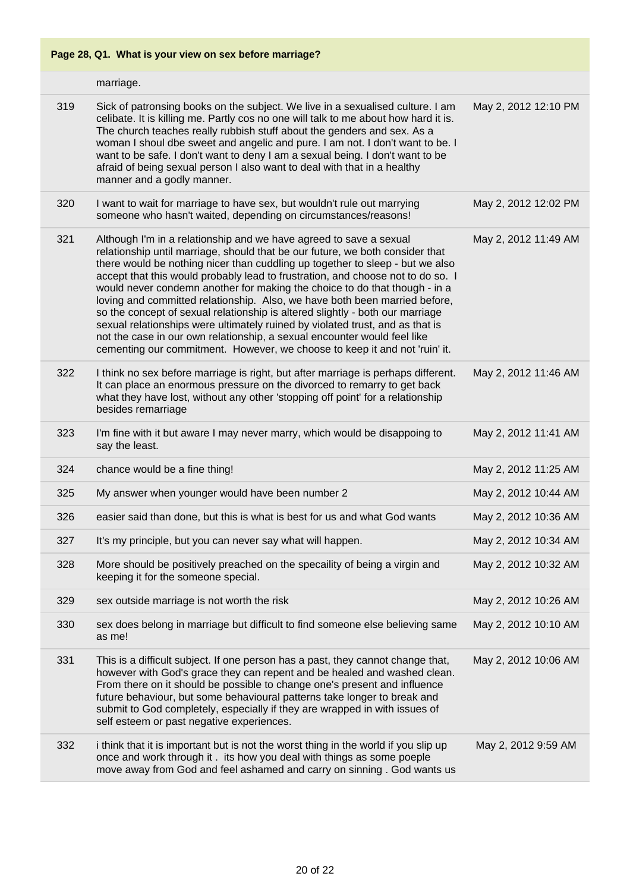**Page 28, Q1. What is your view on sex before marriage?**

| | | |
|---|---|---|
| | marriage. | |
| 319 | Sick of patronsing books on the subject. We live in a sexualised culture. I am celibate. It is killing me. Partly cos no one will talk to me about how hard it is. The church teaches really rubbish stuff about the genders and sex. As a woman I shoul dbe sweet and angelic and pure. I am not. I don't want to be. I want to be safe. I don't want to deny I am a sexual being. I don't want to be afraid of being sexual person I also want to deal with that in a healthy manner and a godly manner. | May 2, 2012 12:10 PM |
| 320 | I want to wait for marriage to have sex, but wouldn't rule out marrying someone who hasn't waited, depending on circumstances/reasons! | May 2, 2012 12:02 PM |
| 321 | Although I'm in a relationship and we have agreed to save a sexual relationship until marriage, should that be our future, we both consider that there would be nothing nicer than cuddling up together to sleep - but we also accept that this would probably lead to frustration, and choose not to do so. I would never condemn another for making the choice to do that though - in a loving and committed relationship. Also, we have both been married before, so the concept of sexual relationship is altered slightly - both our marriage sexual relationships were ultimately ruined by violated trust, and as that is not the case in our own relationship, a sexual encounter would feel like cementing our commitment. However, we choose to keep it and not 'ruin' it. | May 2, 2012 11:49 AM |
| 322 | I think no sex before marriage is right, but after marriage is perhaps different. It can place an enormous pressure on the divorced to remarry to get back what they have lost, without any other 'stopping off point' for a relationship besides remarriage | May 2, 2012 11:46 AM |
| 323 | I'm fine with it but aware I may never marry, which would be disappoing to say the least. | May 2, 2012 11:41 AM |
| 324 | chance would be a fine thing! | May 2, 2012 11:25 AM |
| 325 | My answer when younger would have been number 2 | May 2, 2012 10:44 AM |
| 326 | easier said than done, but this is what is best for us and what God wants | May 2, 2012 10:36 AM |
| 327 | It's my principle, but you can never say what will happen. | May 2, 2012 10:34 AM |
| 328 | More should be positively preached on the specaility of being a virgin and keeping it for the someone special. | May 2, 2012 10:32 AM |
| 329 | sex outside marriage is not worth the risk | May 2, 2012 10:26 AM |
| 330 | sex does belong in marriage but difficult to find someone else believing same as me! | May 2, 2012 10:10 AM |
| 331 | This is a difficult subject. If one person has a past, they cannot change that, however with God's grace they can repent and be healed and washed clean. From there on it should be possible to change one's present and influence future behaviour, but some behavioural patterns take longer to break and submit to God completely, especially if they are wrapped in with issues of self esteem or past negative experiences. | May 2, 2012 10:06 AM |
| 332 | i think that it is important but is not the worst thing in the world if you slip up once and work through it . its how you deal with things as some poeple move away from God and feel ashamed and carry on sinning . God wants us | May 2, 2012 9:59 AM |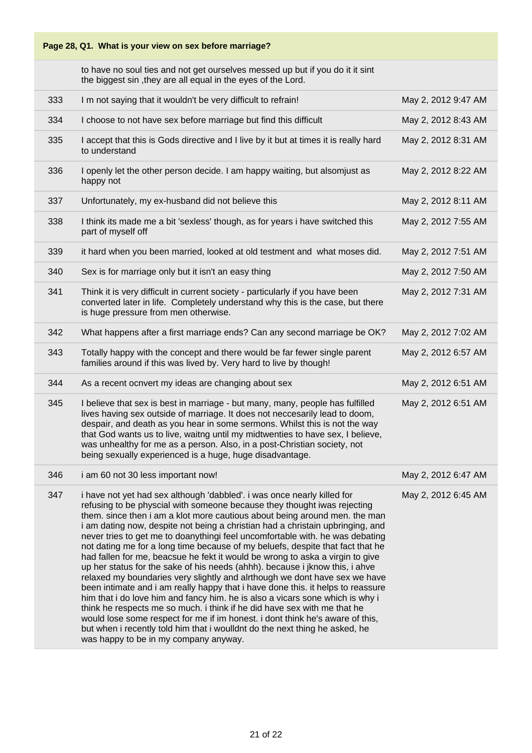**Page 28, Q1. What is your view on sex before marriage?**

| | | |
|---|---|---|
| | to have no soul ties and not get ourselves messed up but if you do it it sint the biggest sin ,they are all equal in the eyes of the Lord. | |
| 333 | I m not saying that it wouldn't be very difficult to refrain! | May 2, 2012 9:47 AM |
| 334 | I choose to not have sex before marriage but find this difficult | May 2, 2012 8:43 AM |
| 335 | I accept that this is Gods directive and I live by it but at times it is really hard to understand | May 2, 2012 8:31 AM |
| 336 | I openly let the other person decide. I am happy waiting, but alsomjust as happy not | May 2, 2012 8:22 AM |
| 337 | Unfortunately, my ex-husband did not believe this | May 2, 2012 8:11 AM |
| 338 | I think its made me a bit 'sexless' though, as for years i have switched this part of myself off | May 2, 2012 7:55 AM |
| 339 | it hard when you been married, looked at old testment and what moses did. | May 2, 2012 7:51 AM |
| 340 | Sex is for marriage only but it isn't an easy thing | May 2, 2012 7:50 AM |
| 341 | Think it is very difficult in current society - particularly if you have been converted later in life. Completely understand why this is the case, but there is huge pressure from men otherwise. | May 2, 2012 7:31 AM |
| 342 | What happens after a first marriage ends? Can any second marriage be OK? | May 2, 2012 7:02 AM |
| 343 | Totally happy with the concept and there would be far fewer single parent families around if this was lived by. Very hard to live by though! | May 2, 2012 6:57 AM |
| 344 | As a recent ocnvert my ideas are changing about sex | May 2, 2012 6:51 AM |
| 345 | I believe that sex is best in marriage - but many, many, people has fulfilled lives having sex outside of marriage. It does not neccesarily lead to doom, despair, and death as you hear in some sermons. Whilst this is not the way that God wants us to live, waitng until my midtwenties to have sex, I believe, was unhealthy for me as a person. Also, in a post-Christian society, not being sexually experienced is a huge, huge disadvantage. | May 2, 2012 6:51 AM |
| 346 | i am 60 not 30 less importanat now! | May 2, 2012 6:47 AM |
| 347 | i have not yet had sex although 'dabbled'. i was once nearly killed for refusing to be physcial with someone because they thought iwas rejecting them. since then i am a klot more cautious about being around men. the man i am dating now, despite not being a christian had a christain upbringing, and never tries to get me to doanythingi feel uncomfortable with. he was debating not dating me for a long time because of my beluefs, despite that fact that he had fallen for me, beacsue he fekt it would be wrong to aska a virgin to give up her status for the sake of his needs (ahhh). because i jknow this, i ahve relaxed my boundaries very slightly and alrthough we dont have sex we have been intimate and i am really happy that i have done this. it helps to reassure him that i do love him and fancy him. he is also a vicars sone which is why i think he respects me so much. i think if he did have sex with me that he would lose some respect for me if im honest. i dont think he's aware of this, but when i recently told him that i woulldnt do the next thing he asked, he was happy to be in my company anyway. | May 2, 2012 6:45 AM |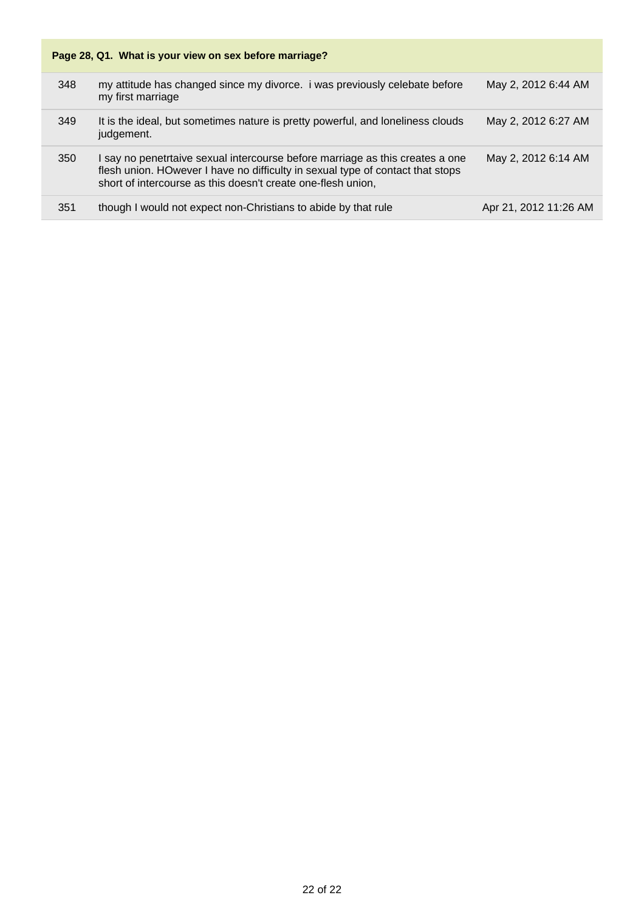| Page 28, Q1. What is your view on sex before marriage? | | |
| --- | --- | --- |
| 348 | my attitude has changed since my divorce. i was previously celebate before my first marriage | May 2, 2012 6:44 AM |
| 349 | It is the ideal, but sometimes nature is pretty powerful, and loneliness clouds judgement. | May 2, 2012 6:27 AM |
| 350 | I say no penetrtaive sexual intercourse before marriage as this creates a one flesh union. HOwever I have no difficulty in sexual type of contact that stops short of intercourse as this doesn't create one-flesh union, | May 2, 2012 6:14 AM |
| 351 | though I would not expect non-Christians to abide by that rule | Apr 21, 2012 11:26 AM |